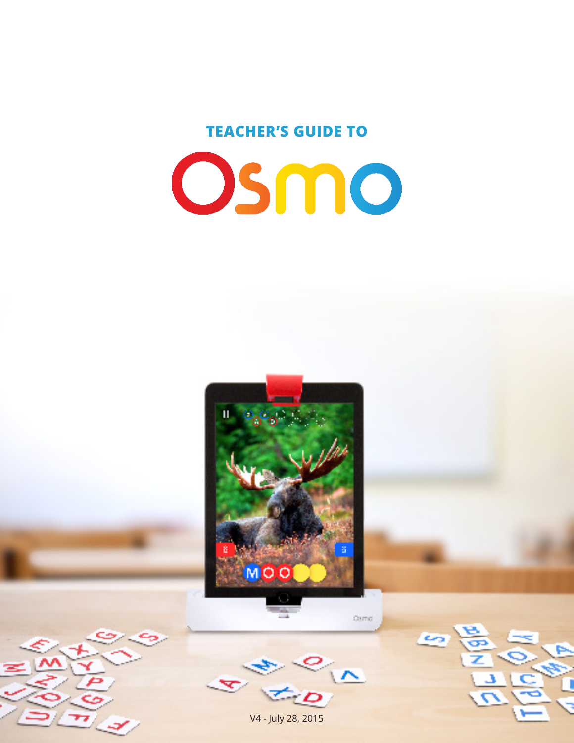# TEACHER'S GUIDE TO

# Osmo

V4 - July 28, 2015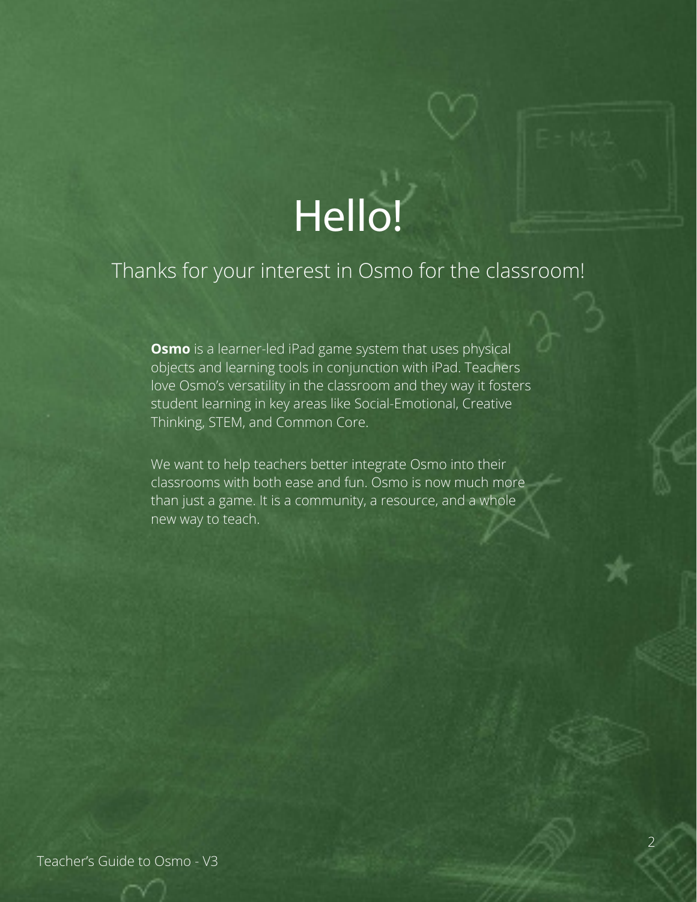# Hello!

## Thanks for your interest in Osmo for the classroom!

**Osmo** is a learner-led iPad game system that uses physical objects and learning tools in conjunction with iPad. Teachers love Osmo's versatility in the classroom and they way it fosters student learning in key areas like Social-Emotional, Creative Thinking, STEM, and Common Core.

We want to help teachers better integrate Osmo into their classrooms with both ease and fun. Osmo is now much more than just a game. It is a community, a resource, and a whole new way to teach.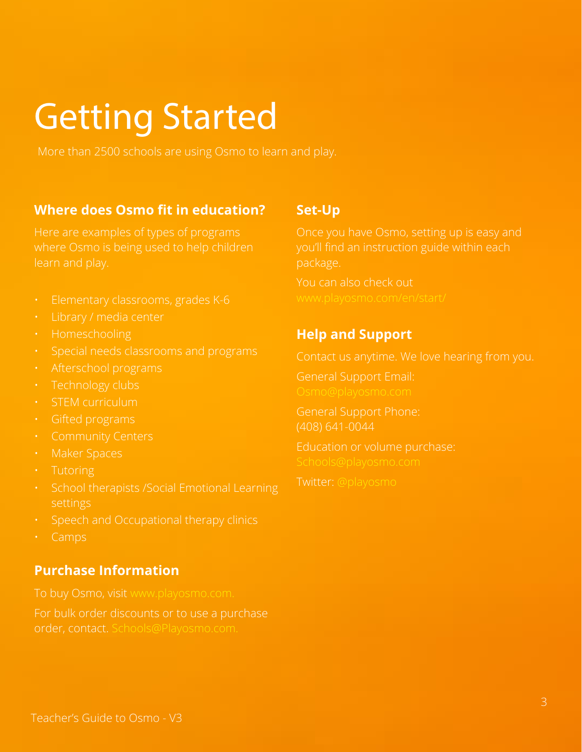# Getting Started

More than 2500 schools are using Osmo to learn and play.

## Where does Osmo fit in education?

Here are examples of types of programs where Osmo is being used to help children learn and play.

- Elementary classrooms, grades K-6
- Library / media center
- Homeschooling
- Special needs classrooms and programs
- Afterschool programs
- Technology clubs
- STEM curriculum
- Gifted programs
- Community Centers
- Maker Spaces
- Tutoring
- School therapists /Social Emotional Learning settings
- Speech and Occupational therapy clinics
- Camps

## Purchase Information

To buy Osmo, visit www.playosmo.com.

For bulk order discounts or to use a purchase order, contact. Schools@Playosmo.com.

## Set-Up

Once you have Osmo, setting up is easy and you'll find an instruction guide within each package.

You can also check out www.playosmo.com/en/start/

## Help and Support

Contact us anytime. We love hearing from you.

General Support Email:
Osmo@playosmo.com

General Support Phone:
(408) 641-0044

Education or volume purchase:
Schools@playosmo.com

Twitter: @playosmo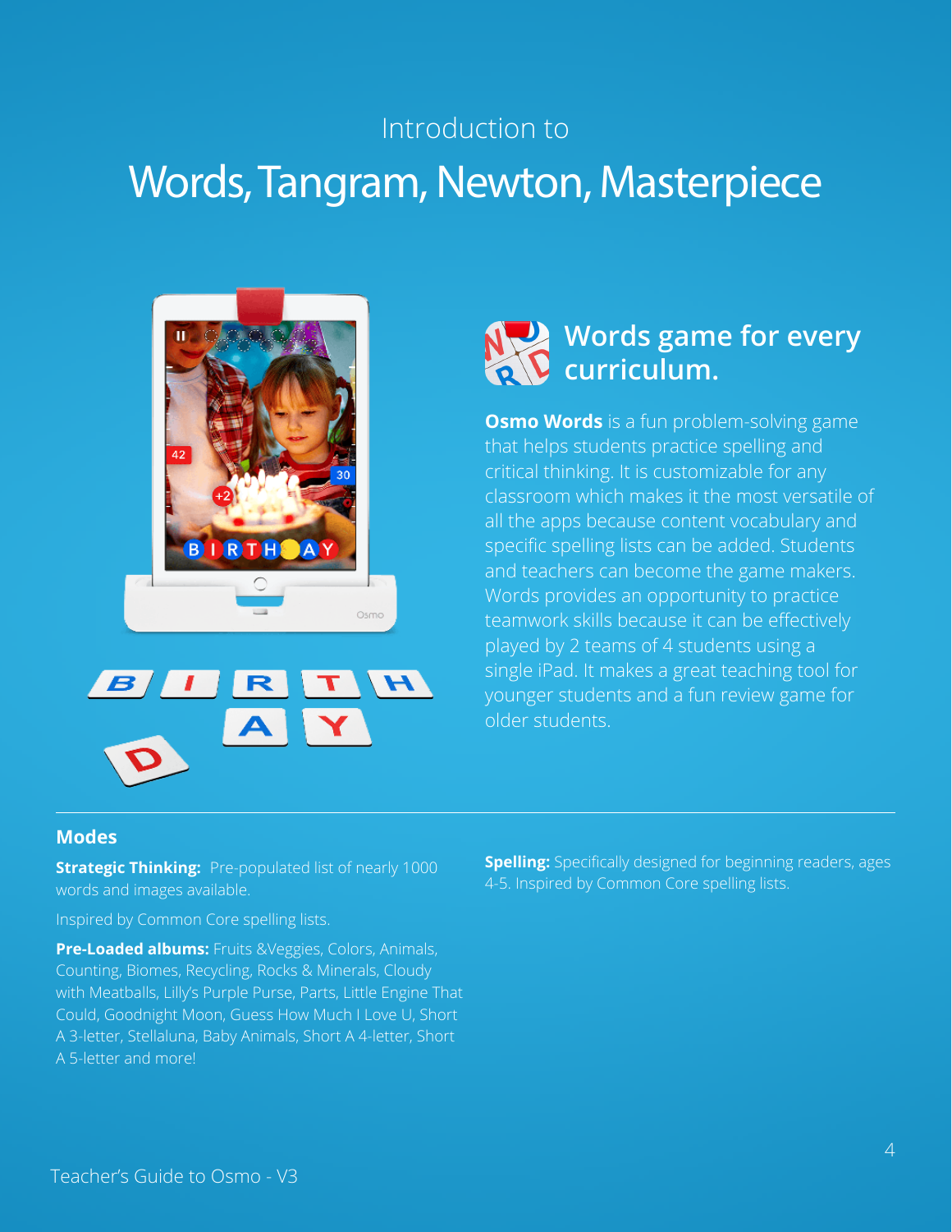Introduction to

# Words, Tangram, Newton, Masterpiece

## Words game for every curriculum.

**Osmo Words** is a fun problem-solving game that helps students practice spelling and critical thinking. It is customizable for any classroom which makes it the most versatile of all the apps because content vocabulary and specific spelling lists can be added. Students and teachers can become the game makers. Words provides an opportunity to practice teamwork skills because it can be effectively played by 2 teams of 4 students using a single iPad. It makes a great teaching tool for younger students and a fun review game for older students.

### Modes

**Strategic Thinking:** Pre-populated list of nearly 1000 words and images available.

Inspired by Common Core spelling lists.

**Pre-Loaded albums:** Fruits &Veggies, Colors, Animals, Counting, Biomes, Recycling, Rocks & Minerals, Cloudy with Meatballs, Lilly's Purple Purse, Parts, Little Engine That Could, Goodnight Moon, Guess How Much I Love U, Short A 3-letter, Stellaluna, Baby Animals, Short A 4-letter, Short A 5-letter and more!

**Spelling:** Specifically designed for beginning readers, ages 4-5. Inspired by Common Core spelling lists.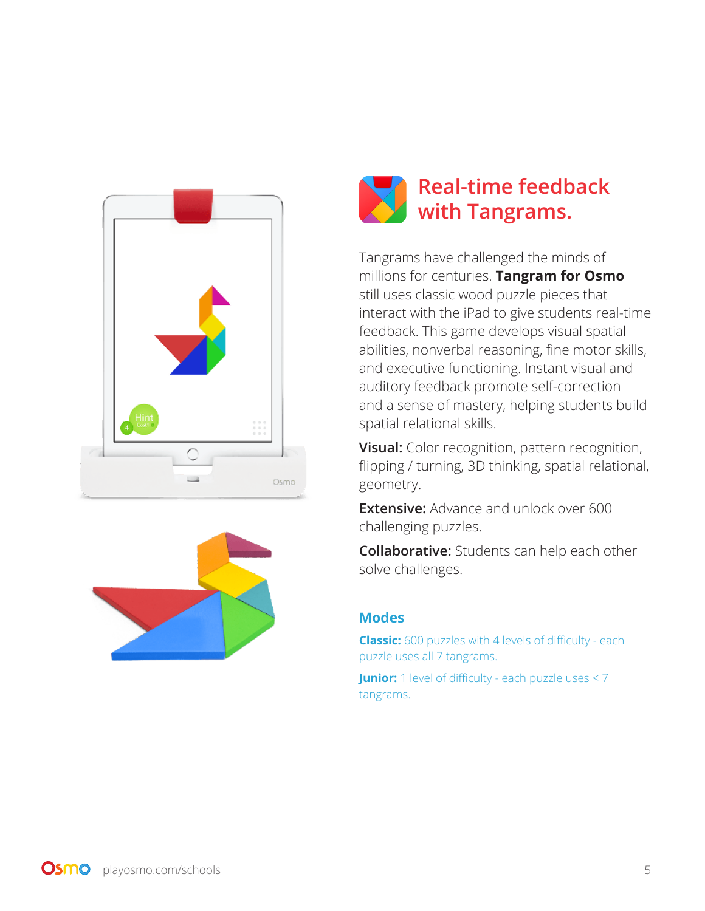# Real-time feedback with Tangrams.

Tangrams have challenged the minds of millions for centuries. **Tangram for Osmo** still uses classic wood puzzle pieces that interact with the iPad to give students real-time feedback. This game develops visual spatial abilities, nonverbal reasoning, fine motor skills, and executive functioning. Instant visual and auditory feedback promote self-correction and a sense of mastery, helping students build spatial relational skills.

**Visual:** Color recognition, pattern recognition, flipping / turning, 3D thinking, spatial relational, geometry.

**Extensive:** Advance and unlock over 600 challenging puzzles.

**Collaborative:** Students can help each other solve challenges.

---

## Modes

**Classic:** 600 puzzles with 4 levels of difficulty - each puzzle uses all 7 tangrams.

**Junior:** 1 level of difficulty - each puzzle uses < 7 tangrams.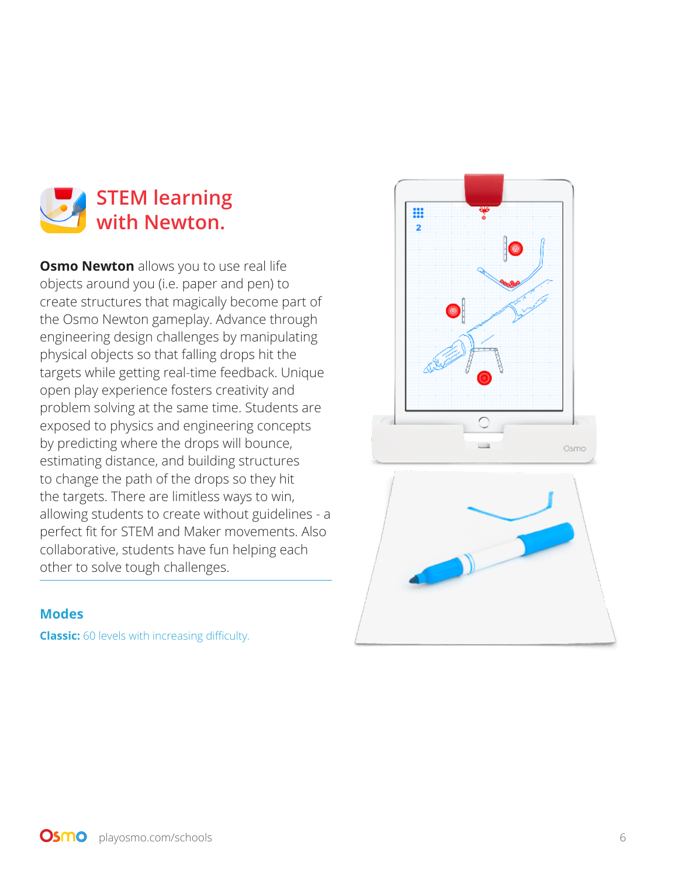# STEM learning with Newton.

**Osmo Newton** allows you to use real life objects around you (i.e. paper and pen) to create structures that magically become part of the Osmo Newton gameplay. Advance through engineering design challenges by manipulating physical objects so that falling drops hit the targets while getting real-time feedback. Unique open play experience fosters creativity and problem solving at the same time. Students are exposed to physics and engineering concepts by predicting where the drops will bounce, estimating distance, and building structures to change the path of the drops so they hit the targets. There are limitless ways to win, allowing students to create without guidelines - a perfect fit for STEM and Maker movements. Also collaborative, students have fun helping each other to solve tough challenges.

## Modes

**Classic:** 60 levels with increasing difficulty.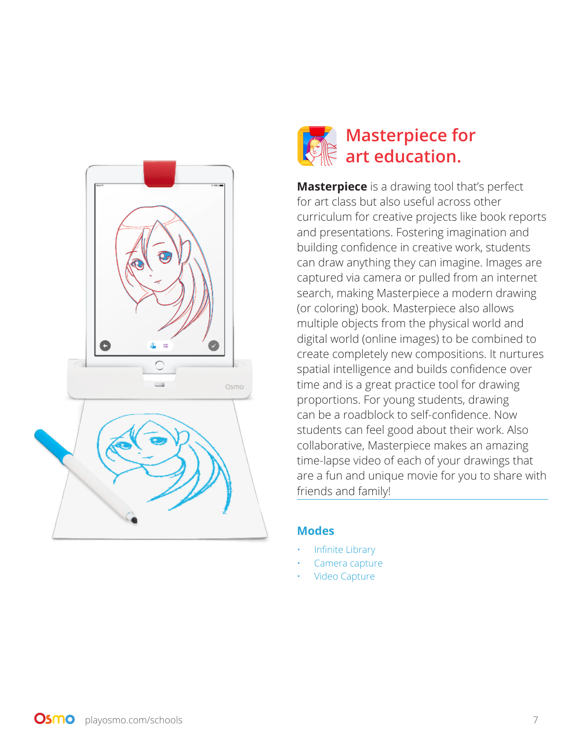# Masterpiece for art education.

**Masterpiece** is a drawing tool that's perfect for art class but also useful across other curriculum for creative projects like book reports and presentations. Fostering imagination and building confidence in creative work, students can draw anything they can imagine. Images are captured via camera or pulled from an internet search, making Masterpiece a modern drawing (or coloring) book. Masterpiece also allows multiple objects from the physical world and digital world (online images) to be combined to create completely new compositions. It nurtures spatial intelligence and builds confidence over time and is a great practice tool for drawing proportions. For young students, drawing can be a roadblock to self-confidence. Now students can feel good about their work. Also collaborative, Masterpiece makes an amazing time-lapse video of each of your drawings that are a fun and unique movie for you to share with friends and family!

## Modes

- Infinite Library
- Camera capture
- Video Capture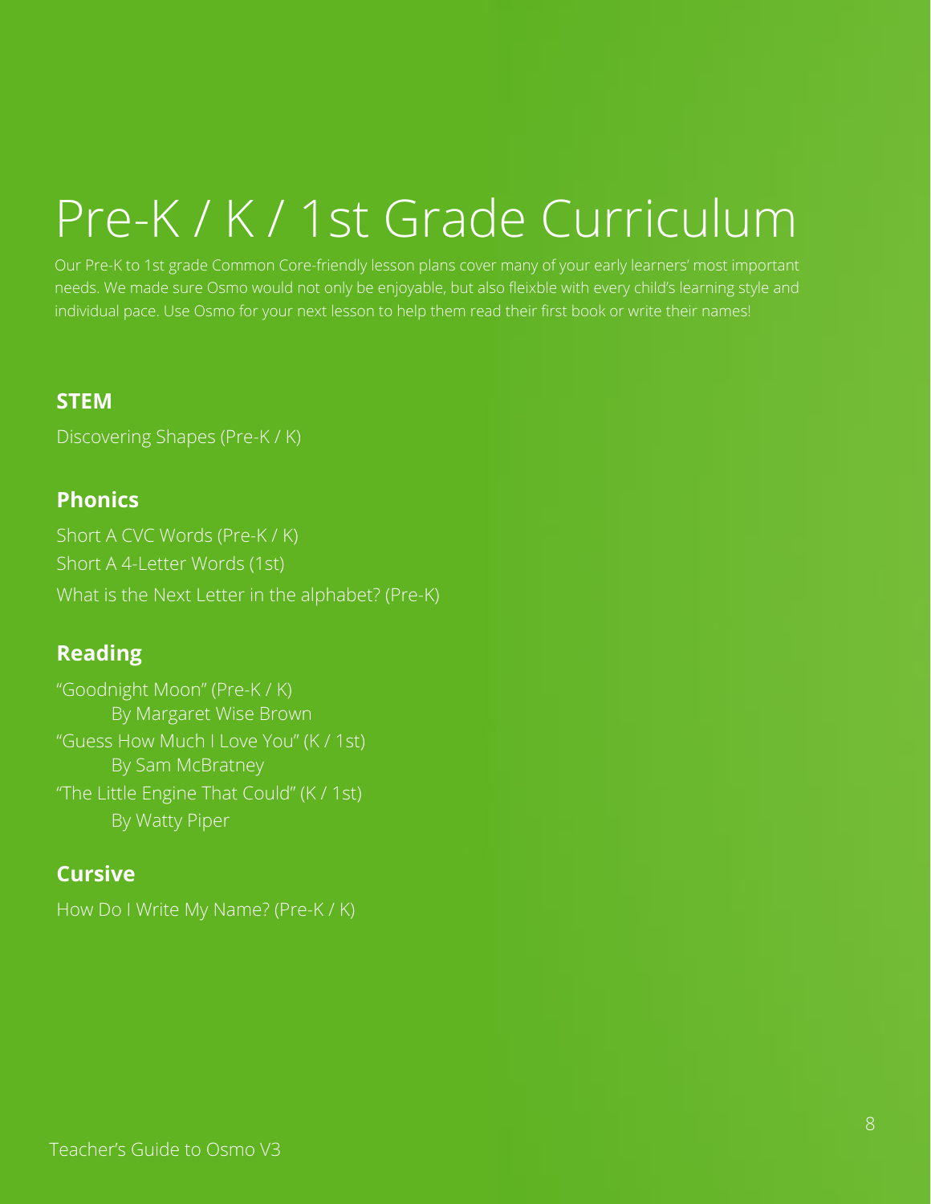# Pre-K / K / 1st Grade Curriculum

Our Pre-K to 1st grade Common Core-friendly lesson plans cover many of your early learners' most important needs. We made sure Osmo would not only be enjoyable, but also fleixble with every child's learning style and individual pace. Use Osmo for your next lesson to help them read their first book or write their names!

## STEM

Discovering Shapes (Pre-K / K)

## Phonics

Short A CVC Words (Pre-K / K)
Short A 4-Letter Words (1st)
What is the Next Letter in the alphabet? (Pre-K)

## Reading

"Goodnight Moon" (Pre-K / K)
By Margaret Wise Brown
"Guess How Much I Love You" (K / 1st)
By Sam McBratney
"The Little Engine That Could" (K / 1st)
By Watty Piper

## Cursive

How Do I Write My Name? (Pre-K / K)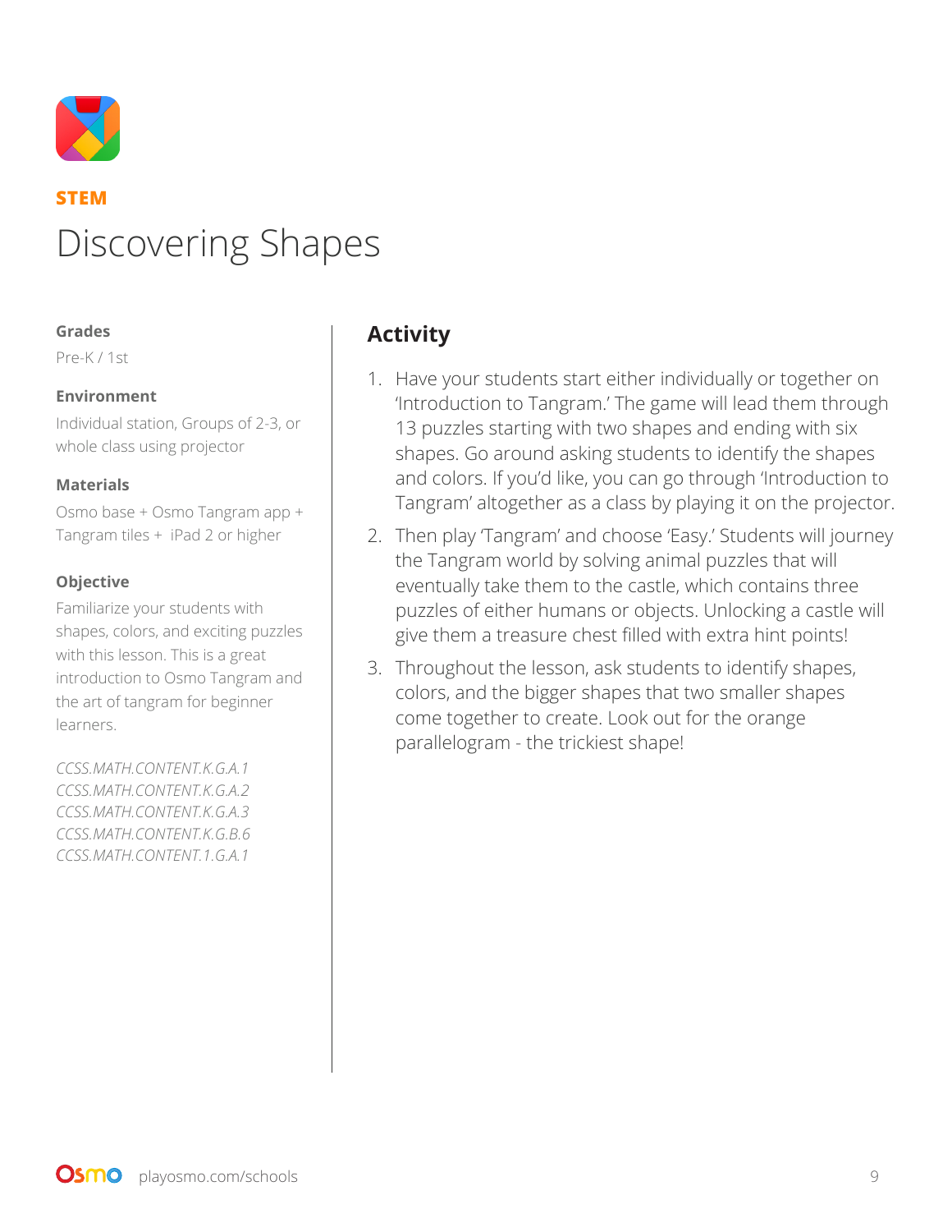**STEM**

# Discovering Shapes

**Grades**

Pre-K / 1st

**Environment**

Individual station, Groups of 2-3, or whole class using projector

**Materials**

Osmo base + Osmo Tangram app + Tangram tiles + iPad 2 or higher

**Objective**

Familiarize your students with shapes, colors, and exciting puzzles with this lesson. This is a great introduction to Osmo Tangram and the art of tangram for beginner learners.

*CCSS.MATH.CONTENT.K.G.A.1*
*CCSS.MATH.CONTENT.K.G.A.2*
*CCSS.MATH.CONTENT.K.G.A.3*
*CCSS.MATH.CONTENT.K.G.B.6*
*CCSS.MATH.CONTENT.1.G.A.1*

## Activity

1. Have your students start either individually or together on 'Introduction to Tangram.' The game will lead them through 13 puzzles starting with two shapes and ending with six shapes. Go around asking students to identify the shapes and colors. If you'd like, you can go through 'Introduction to Tangram' altogether as a class by playing it on the projector.
2. Then play 'Tangram' and choose 'Easy.' Students will journey the Tangram world by solving animal puzzles that will eventually take them to the castle, which contains three puzzles of either humans or objects. Unlocking a castle will give them a treasure chest filled with extra hint points!
3. Throughout the lesson, ask students to identify shapes, colors, and the bigger shapes that two smaller shapes come together to create. Look out for the orange parallelogram - the trickiest shape!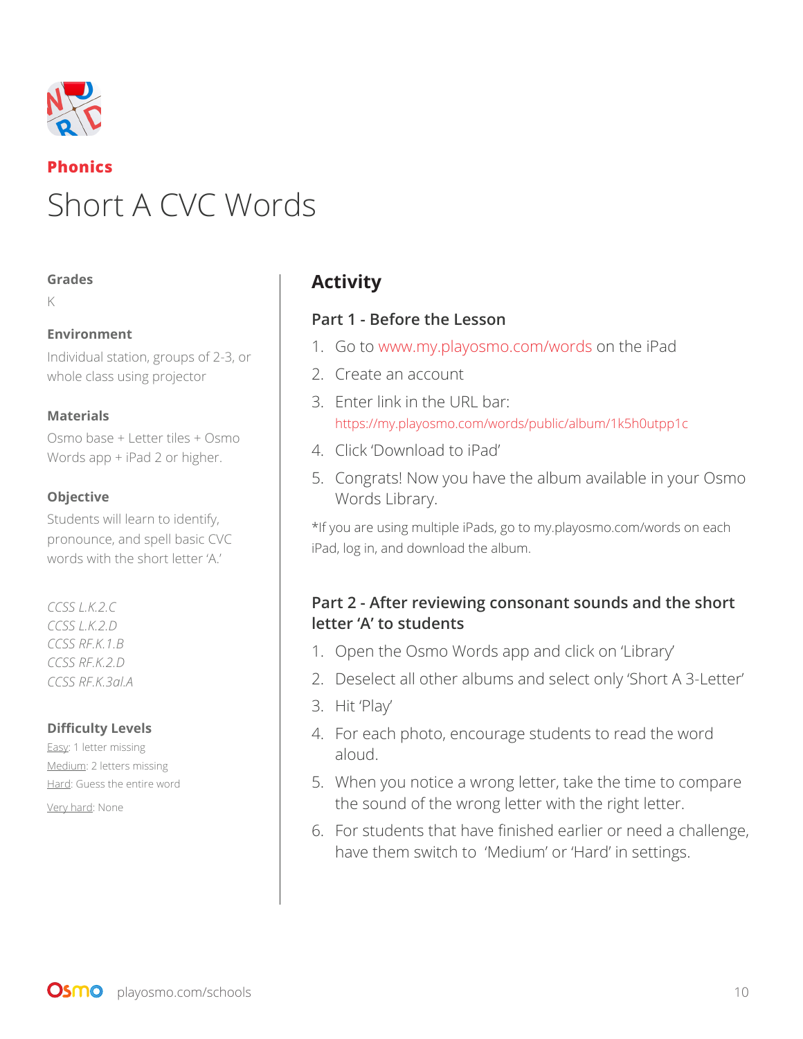**Phonics**

# Short A CVC Words

**Grades**

K

**Environment**

Individual station, groups of 2-3, or whole class using projector

**Materials**

Osmo base + Letter tiles + Osmo Words app + iPad 2 or higher.

**Objective**

Students will learn to identify, pronounce, and spell basic CVC words with the short letter 'A.'

*CCSS L.K.2.C*
*CCSS L.K.2.D*
*CCSS RF.K.1.B*
*CCSS RF.K.2.D*
*CCSS RF.K.3al.A*

**Difficulty Levels**

Easy: 1 letter missing
Medium: 2 letters missing
Hard: Guess the entire word
Very hard: None

## Activity

### Part 1 - Before the Lesson

1. Go to www.my.playosmo.com/words on the iPad
2. Create an account
3. Enter link in the URL bar: https://my.playosmo.com/words/public/album/1k5h0utpp1c
4. Click 'Download to iPad'
5. Congrats! Now you have the album available in your Osmo Words Library.

*If you are using multiple iPads, go to my.playosmo.com/words on each iPad, log in, and download the album.

### Part 2 - After reviewing consonant sounds and the short letter 'A' to students

1. Open the Osmo Words app and click on 'Library'
2. Deselect all other albums and select only 'Short A 3-Letter'
3. Hit 'Play'
4. For each photo, encourage students to read the word aloud.
5. When you notice a wrong letter, take the time to compare the sound of the wrong letter with the right letter.
6. For students that have finished earlier or need a challenge, have them switch to 'Medium' or 'Hard' in settings.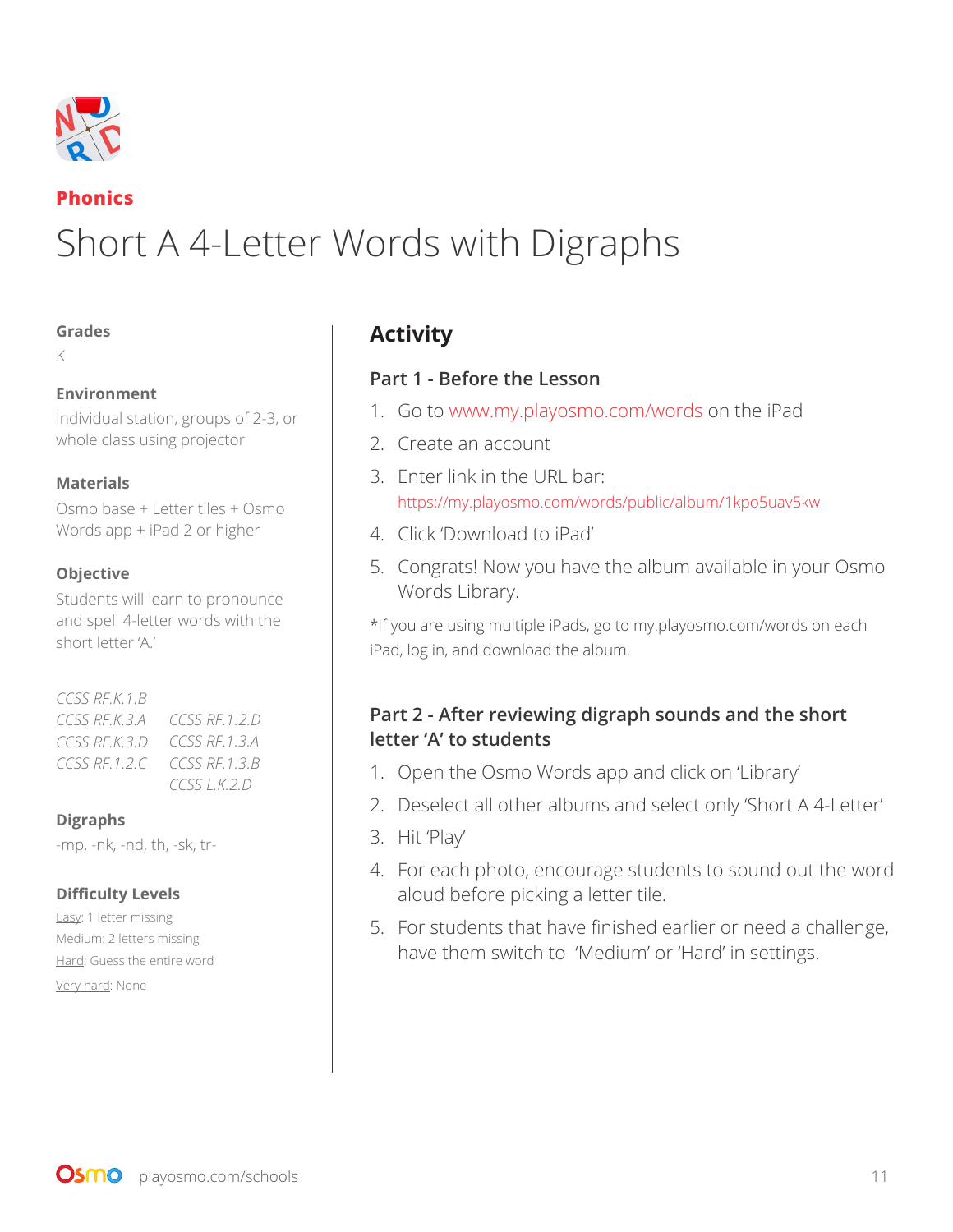**Phonics**

# Short A 4-Letter Words with Digraphs

**Grades**

K

**Environment**

Individual station, groups of 2-3, or whole class using projector

**Materials**

Osmo base + Letter tiles + Osmo Words app + iPad 2 or higher

**Objective**

Students will learn to pronounce and spell 4-letter words with the short letter 'A.'

*CCSS RF.K.1.B*
*CCSS RF.K.3.A*
*CCSS RF.K.3.D*
*CCSS RF.1.2.C*
*CCSS RF.1.2.D*
*CCSS RF.1.3.A*
*CCSS RF.1.3.B*
*CCSS L.K.2.D*

**Digraphs**

-mp, -nk, -nd, th, -sk, tr-

**Difficulty Levels**

Easy: 1 letter missing
Medium: 2 letters missing
Hard: Guess the entire word
Very hard: None

## Activity

### Part 1 - Before the Lesson

1. Go to www.my.playosmo.com/words on the iPad
2. Create an account
3. Enter link in the URL bar: https://my.playosmo.com/words/public/album/1kpo5uav5kw
4. Click 'Download to iPad'
5. Congrats! Now you have the album available in your Osmo Words Library.

*If you are using multiple iPads, go to my.playosmo.com/words on each iPad, log in, and download the album.

### Part 2 - After reviewing digraph sounds and the short letter 'A' to students

1. Open the Osmo Words app and click on 'Library'
2. Deselect all other albums and select only 'Short A 4-Letter'
3. Hit 'Play'
4. For each photo, encourage students to sound out the word aloud before picking a letter tile.
5. For students that have finished earlier or need a challenge, have them switch to 'Medium' or 'Hard' in settings.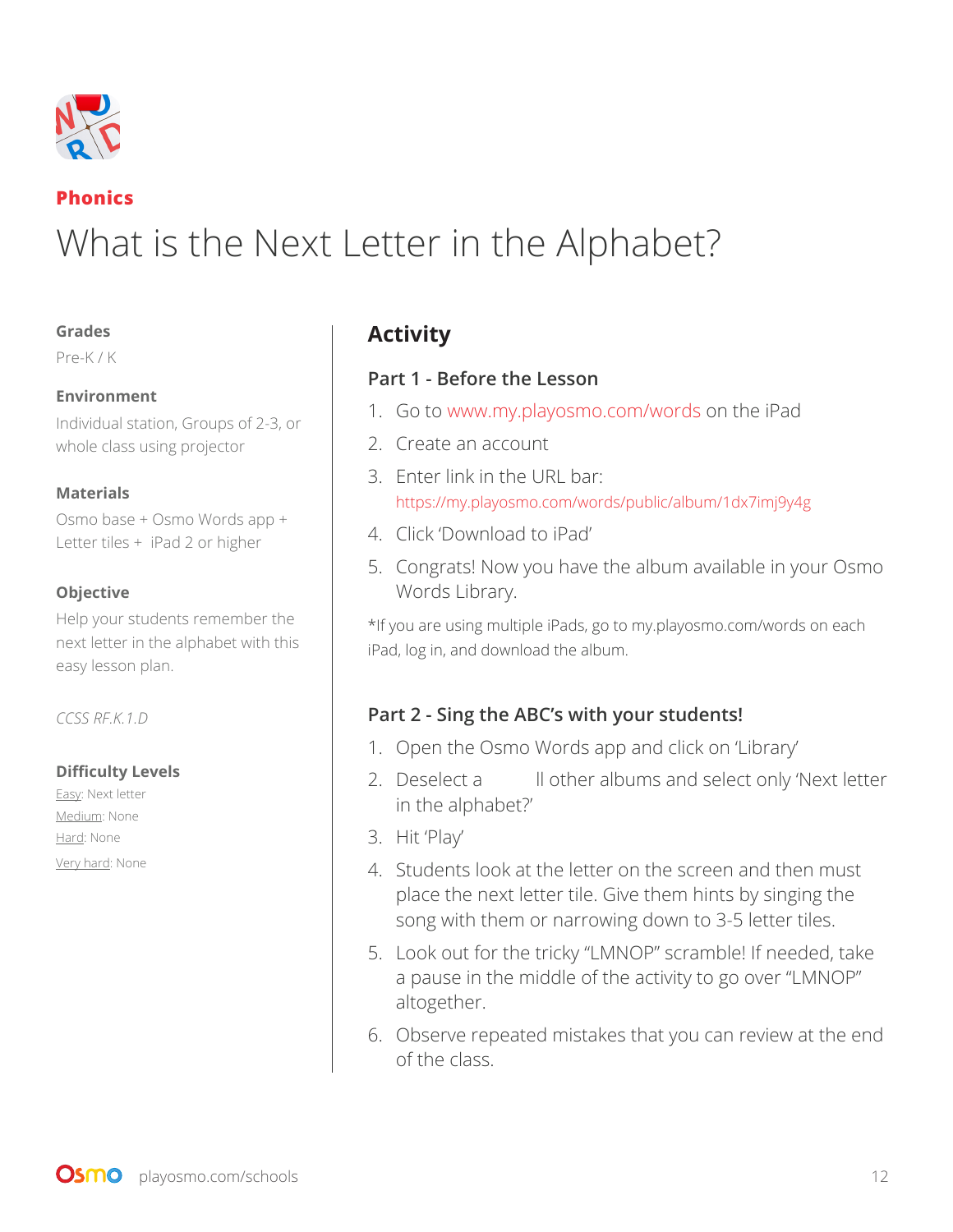**Phonics**

# What is the Next Letter in the Alphabet?

**Grades**

Pre-K / K

**Environment**

Individual station, Groups of 2-3, or whole class using projector

**Materials**

Osmo base + Osmo Words app + Letter tiles + iPad 2 or higher

**Objective**

Help your students remember the next letter in the alphabet with this easy lesson plan.

*CCSS RF.K.1.D*

**Difficulty Levels**

Easy: Next letter
Medium: None
Hard: None
Very hard: None

## Activity

### Part 1 - Before the Lesson

1. Go to www.my.playosmo.com/words on the iPad
2. Create an account
3. Enter link in the URL bar: https://my.playosmo.com/words/public/album/1dx7imj9y4g
4. Click 'Download to iPad'
5. Congrats! Now you have the album available in your Osmo Words Library.

*If you are using multiple iPads, go to my.playosmo.com/words on each iPad, log in, and download the album.

### Part 2 - Sing the ABC's with your students!

1. Open the Osmo Words app and click on 'Library'
2. Deselect a ll other albums and select only 'Next letter in the alphabet?'
3. Hit 'Play'
4. Students look at the letter on the screen and then must place the next letter tile. Give them hints by singing the song with them or narrowing down to 3-5 letter tiles.
5. Look out for the tricky "LMNOP" scramble! If needed, take a pause in the middle of the activity to go over "LMNOP" altogether.
6. Observe repeated mistakes that you can review at the end of the class.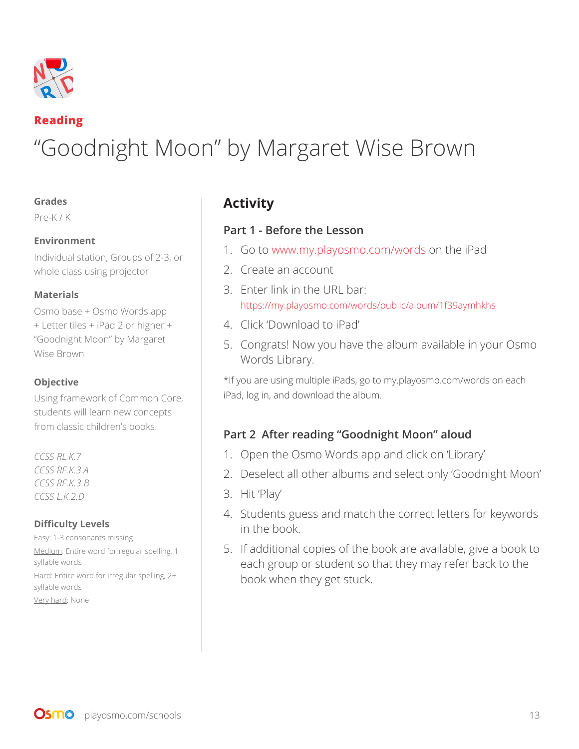**Reading**

# "Goodnight Moon" by Margaret Wise Brown

**Grades**

Pre-K / K

**Environment**

Individual station, Groups of 2-3, or whole class using projector

**Materials**

Osmo base + Osmo Words app + Letter tiles + iPad 2 or higher + "Goodnight Moon" by Margaret Wise Brown

**Objective**

Using framework of Common Core, students will learn new concepts from classic children's books.

*CCSS RL.K.7*
*CCSS RF.K.3.A*
*CCSS RF.K.3.B*
*CCSS L.K.2.D*

**Difficulty Levels**

Easy: 1-3 consonants missing
Medium: Entire word for regular spelling, 1 syllable words
Hard: Entire word for irregular spelling, 2+ syllable words
Very hard: None

## Activity

### Part 1 - Before the Lesson

1. Go to www.my.playosmo.com/words on the iPad
2. Create an account
3. Enter link in the URL bar: https://my.playosmo.com/words/public/album/1f39aymhkhs
4. Click 'Download to iPad'
5. Congrats! Now you have the album available in your Osmo Words Library.

*If you are using multiple iPads, go to my.playosmo.com/words on each iPad, log in, and download the album.

### Part 2 After reading "Goodnight Moon" aloud

1. Open the Osmo Words app and click on 'Library'
2. Deselect all other albums and select only 'Goodnight Moon'
3. Hit 'Play'
4. Students guess and match the correct letters for keywords in the book.
5. If additional copies of the book are available, give a book to each group or student so that they may refer back to the book when they get stuck.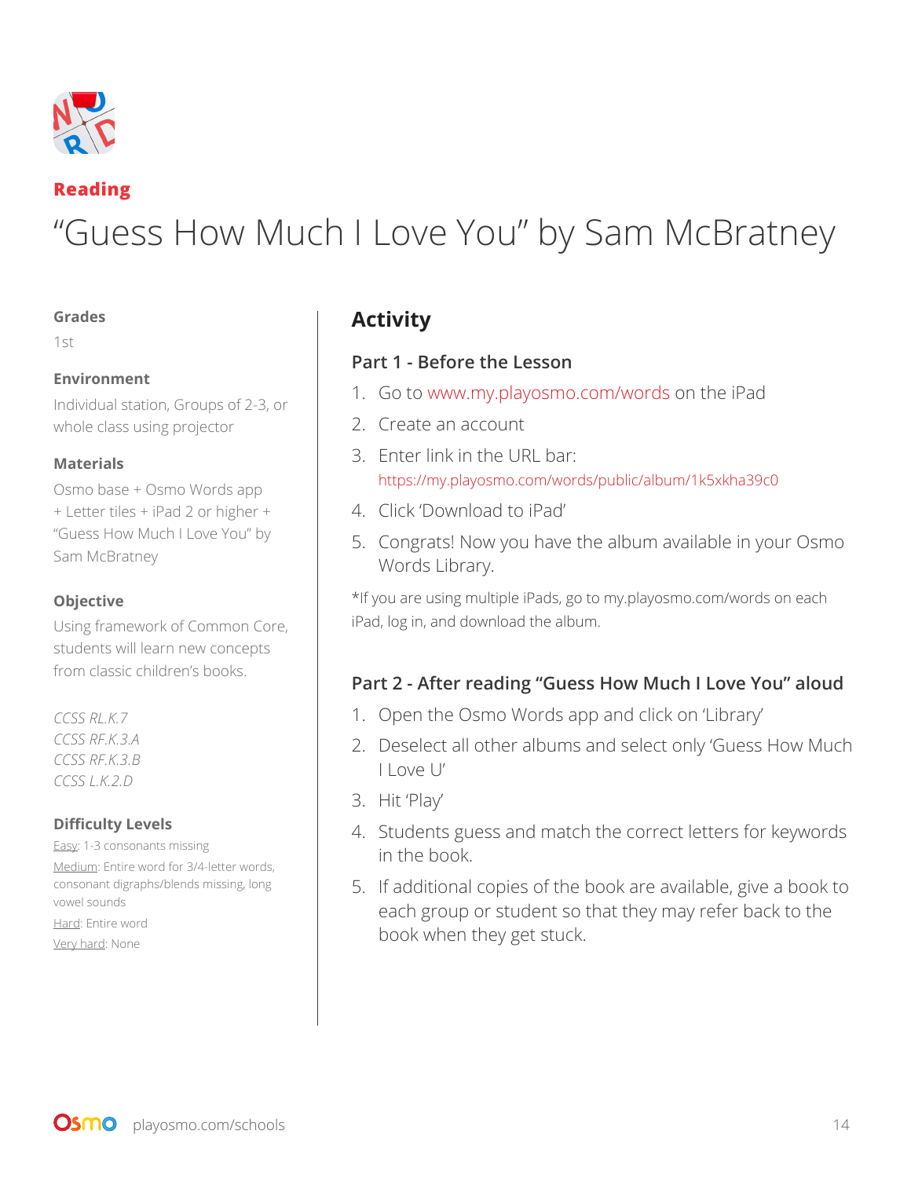**Reading**

# “Guess How Much I Love You” by Sam McBratney

**Grades**

1st

**Environment**

Individual station, Groups of 2-3, or whole class using projector

**Materials**

Osmo base + Osmo Words app + Letter tiles + iPad 2 or higher + “Guess How Much I Love You” by Sam McBratney

**Objective**

Using framework of Common Core, students will learn new concepts from classic children’s books.

*CCSS RL.K.7*
*CCSS RF.K.3.A*
*CCSS RF.K.3.B*
*CCSS L.K.2.D*

**Difficulty Levels**

Easy: 1-3 consonants missing
Medium: Entire word for 3/4-letter words, consonant digraphs/blends missing, long vowel sounds
Hard: Entire word
Very hard: None

## Activity

### Part 1 - Before the Lesson

1. Go to www.my.playosmo.com/words on the iPad
2. Create an account
3. Enter link in the URL bar: https://my.playosmo.com/words/public/album/1k5xkha39c0
4. Click ‘Download to iPad’
5. Congrats! Now you have the album available in your Osmo Words Library.

*If you are using multiple iPads, go to my.playosmo.com/words on each iPad, log in, and download the album.

### Part 2 - After reading “Guess How Much I Love You” aloud

1. Open the Osmo Words app and click on ‘Library’
2. Deselect all other albums and select only ‘Guess How Much I Love U’
3. Hit ‘Play’
4. Students guess and match the correct letters for keywords in the book.
5. If additional copies of the book are available, give a book to each group or student so that they may refer back to the book when they get stuck.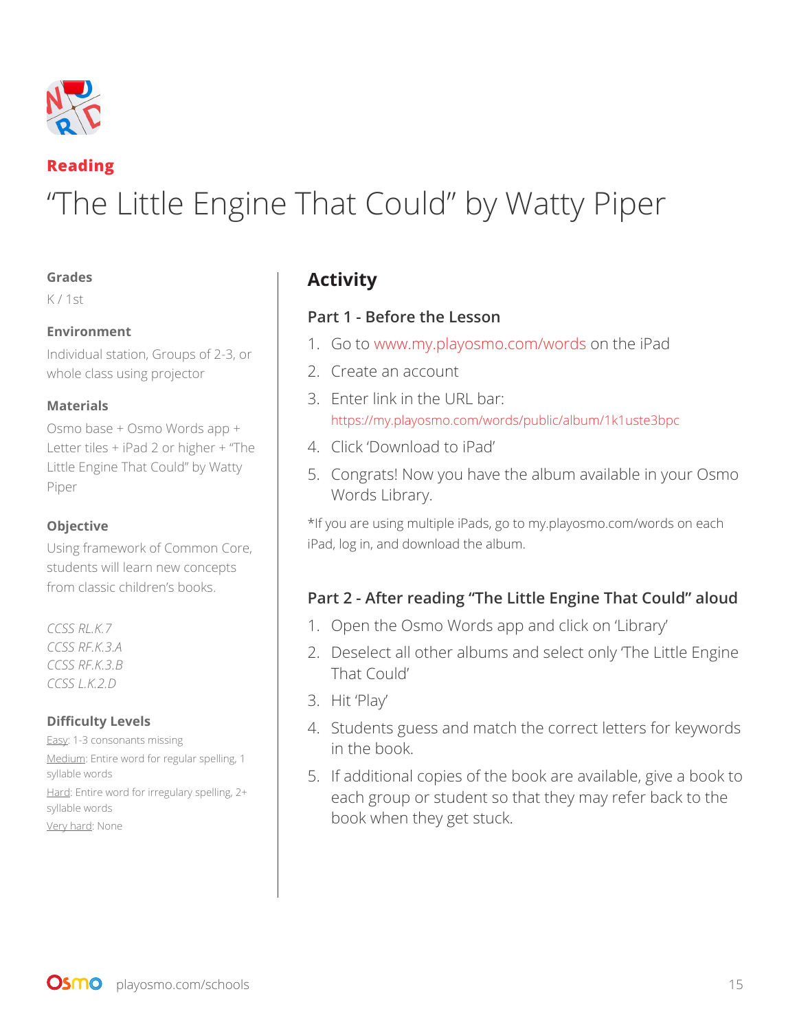**Reading**

# "The Little Engine That Could" by Watty Piper

### Grades

K / 1st

### Environment

Individual station, Groups of 2-3, or whole class using projector

### Materials

Osmo base + Osmo Words app + Letter tiles + iPad 2 or higher + "The Little Engine That Could" by Watty Piper

### Objective

Using framework of Common Core, students will learn new concepts from classic children's books.

*CCSS RL.K.7*
*CCSS RF.K.3.A*
*CCSS RF.K.3.B*
*CCSS L.K.2.D*

### Difficulty Levels

Easy: 1-3 consonants missing
Medium: Entire word for regular spelling, 1 syllable words
Hard: Entire word for irregulary spelling, 2+ syllable words
Very hard: None

## Activity

### Part 1 - Before the Lesson

1. Go to www.my.playosmo.com/words on the iPad
2. Create an account
3. Enter link in the URL bar: https://my.playosmo.com/words/public/album/1k1uste3bpc
4. Click 'Download to iPad'
5. Congrats! Now you have the album available in your Osmo Words Library.

*If you are using multiple iPads, go to my.playosmo.com/words on each iPad, log in, and download the album.

### Part 2 - After reading "The Little Engine That Could" aloud

1. Open the Osmo Words app and click on 'Library'
2. Deselect all other albums and select only 'The Little Engine That Could'
3. Hit 'Play'
4. Students guess and match the correct letters for keywords in the book.
5. If additional copies of the book are available, give a book to each group or student so that they may refer back to the book when they get stuck.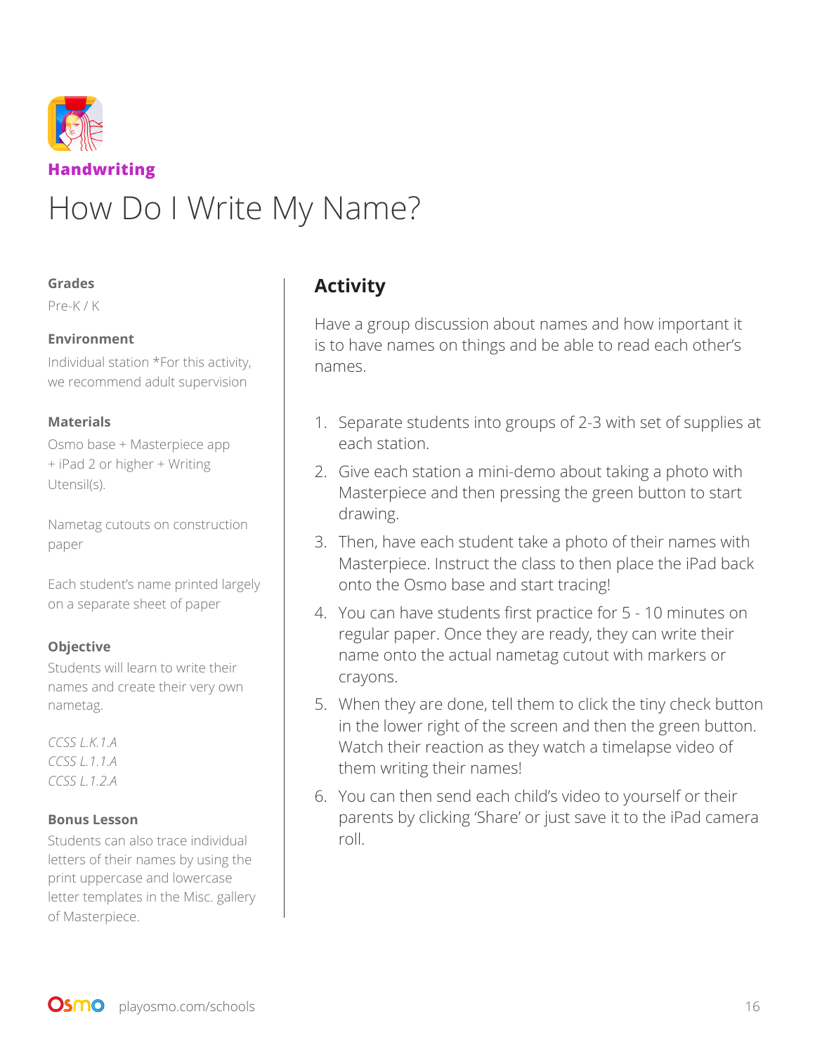**Handwriting**

# How Do I Write My Name?

### Grades

Pre-K / K

### Environment

Individual station *For this activity, we recommend adult supervision

### Materials

Osmo base + Masterpiece app + iPad 2 or higher + Writing Utensil(s).

Nametag cutouts on construction paper

Each student's name printed largely on a separate sheet of paper

### Objective

Students will learn to write their names and create their very own nametag.

*CCSS L.K.1.A*
*CCSS L.1.1.A*
*CCSS L.1.2.A*

### Bonus Lesson

Students can also trace individual letters of their names by using the print uppercase and lowercase letter templates in the Misc. gallery of Masterpiece.

## Activity

Have a group discussion about names and how important it is to have names on things and be able to read each other's names.

1. Separate students into groups of 2-3 with set of supplies at each station.
2. Give each station a mini-demo about taking a photo with Masterpiece and then pressing the green button to start drawing.
3. Then, have each student take a photo of their names with Masterpiece. Instruct the class to then place the iPad back onto the Osmo base and start tracing!
4. You can have students first practice for 5 - 10 minutes on regular paper. Once they are ready, they can write their name onto the actual nametag cutout with markers or crayons.
5. When they are done, tell them to click the tiny check button in the lower right of the screen and then the green button. Watch their reaction as they watch a timelapse video of them writing their names!
6. You can then send each child's video to yourself or their parents by clicking 'Share' or just save it to the iPad camera roll.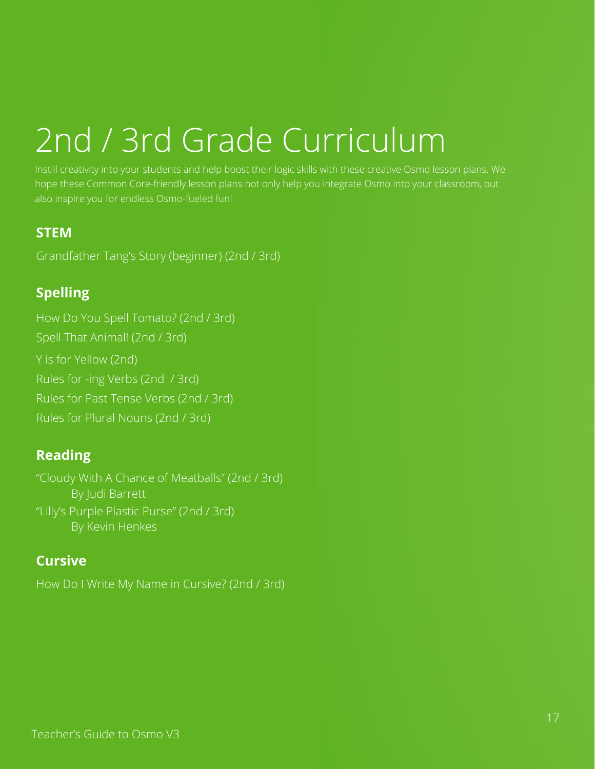# 2nd / 3rd Grade Curriculum

Instill creativity into your students and help boost their logic skills with these creative Osmo lesson plans. We hope these Common Core-friendly lesson plans not only help you integrate Osmo into your classroom, but also inspire you for endless Osmo-fueled fun!

### STEM

Grandfather Tang's Story (beginner) (2nd / 3rd)

### Spelling

How Do You Spell Tomato? (2nd / 3rd)

Spell That Animal! (2nd / 3rd)

Y is for Yellow (2nd)

Rules for -ing Verbs (2nd / 3rd)

Rules for Past Tense Verbs (2nd / 3rd)

Rules for Plural Nouns (2nd / 3rd)

### Reading

"Cloudy With A Chance of Meatballs" (2nd / 3rd)
By Judi Barrett

"Lilly's Purple Plastic Purse" (2nd / 3rd)
By Kevin Henkes

### Cursive

How Do I Write My Name in Cursive? (2nd / 3rd)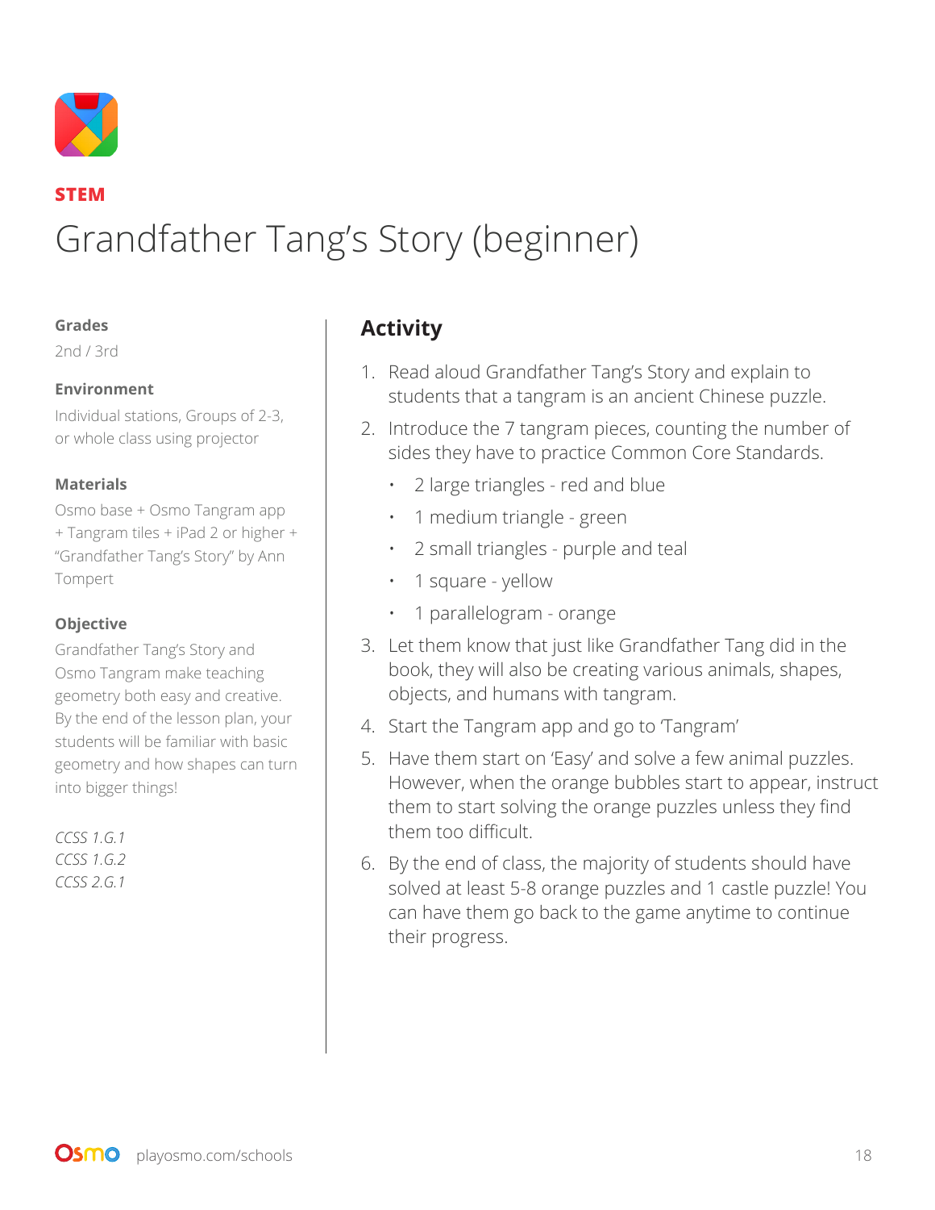**STEM**

# Grandfather Tang's Story (beginner)

**Grades**

2nd / 3rd

**Environment**

Individual stations, Groups of 2-3, or whole class using projector

**Materials**

Osmo base + Osmo Tangram app + Tangram tiles + iPad 2 or higher + "Grandfather Tang's Story" by Ann Tompert

**Objective**

Grandfather Tang's Story and Osmo Tangram make teaching geometry both easy and creative. By the end of the lesson plan, your students will be familiar with basic geometry and how shapes can turn into bigger things!

*CCSS 1.G.1*
*CCSS 1.G.2*
*CCSS 2.G.1*

## Activity

1. Read aloud Grandfather Tang's Story and explain to students that a tangram is an ancient Chinese puzzle.
2. Introduce the 7 tangram pieces, counting the number of sides they have to practice Common Core Standards.
   - 2 large triangles - red and blue
   - 1 medium triangle - green
   - 2 small triangles - purple and teal
   - 1 square - yellow
   - 1 parallelogram - orange
3. Let them know that just like Grandfather Tang did in the book, they will also be creating various animals, shapes, objects, and humans with tangram.
4. Start the Tangram app and go to 'Tangram'
5. Have them start on 'Easy' and solve a few animal puzzles. However, when the orange bubbles start to appear, instruct them to start solving the orange puzzles unless they find them too difficult.
6. By the end of class, the majority of students should have solved at least 5-8 orange puzzles and 1 castle puzzle! You can have them go back to the game anytime to continue their progress.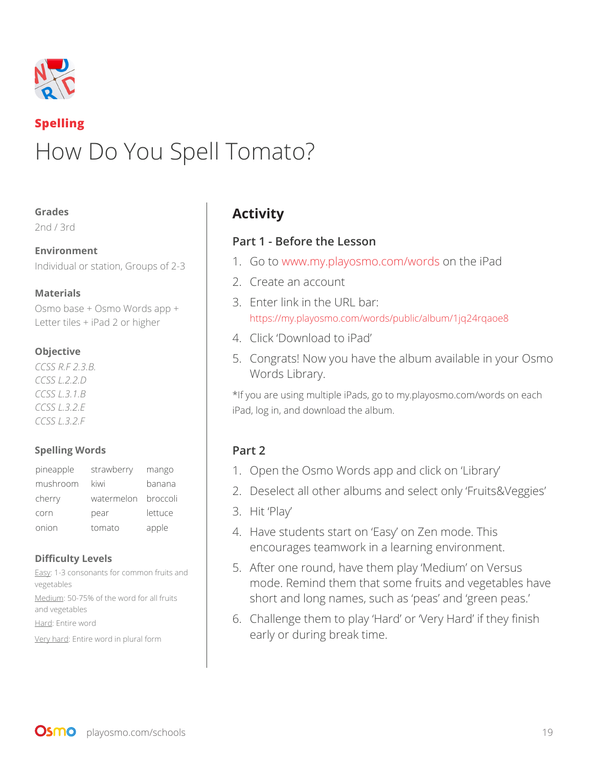**Spelling**

# How Do You Spell Tomato?

### Grades

2nd / 3rd

### Environment

Individual or station, Groups of 2-3

### Materials

Osmo base + Osmo Words app + Letter tiles + iPad 2 or higher

### Objective

*CCSS R.F 2.3.B.*
*CCSS L.2.2.D*
*CCSS L.3.1.B*
*CCSS L.3.2.E*
*CCSS L.3.2.F*

### Spelling Words

| | | |
|---|---|---|
| pineapple | strawberry | mango |
| mushroom | kiwi | banana |
| cherry | watermelon | broccoli |
| corn | pear | lettuce |
| onion | tomato | apple |

### Difficulty Levels

Easy: 1-3 consonants for common fruits and vegetables

Medium: 50-75% of the word for all fruits and vegetables

Hard: Entire word

Very hard: Entire word in plural form

## Activity

### Part 1 - Before the Lesson

1. Go to www.my.playosmo.com/words on the iPad
2. Create an account
3. Enter link in the URL bar: https://my.playosmo.com/words/public/album/1jq24rqaoe8
4. Click 'Download to iPad'
5. Congrats! Now you have the album available in your Osmo Words Library.

*If you are using multiple iPads, go to my.playosmo.com/words on each iPad, log in, and download the album.

### Part 2

1. Open the Osmo Words app and click on 'Library'
2. Deselect all other albums and select only 'Fruits&Veggies'
3. Hit 'Play'
4. Have students start on 'Easy' on Zen mode. This encourages teamwork in a learning environment.
5. After one round, have them play 'Medium' on Versus mode. Remind them that some fruits and vegetables have short and long names, such as 'peas' and 'green peas.'
6. Challenge them to play 'Hard' or 'Very Hard' if they finish early or during break time.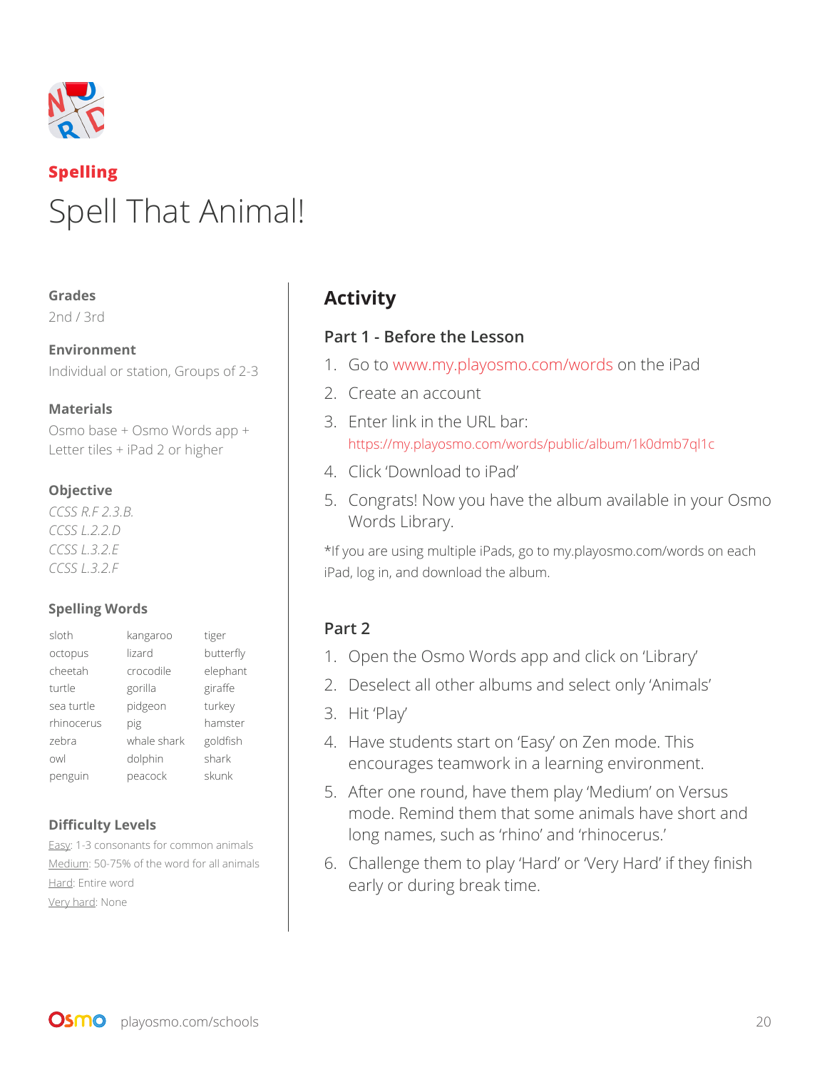## Spelling

# Spell That Animal!

**Grades**
2nd / 3rd

**Environment**
Individual or station, Groups of 2-3

**Materials**
Osmo base + Osmo Words app + Letter tiles + iPad 2 or higher

**Objective**
*CCSS R.F 2.3.B.*
*CCSS L.2.2.D*
*CCSS L.3.2.E*
*CCSS L.3.2.F*

**Spelling Words**

| | | |
|---|---|---|
| sloth | kangaroo | tiger |
| octopus | lizard | butterfly |
| cheetah | crocodile | elephant |
| turtle | gorilla | giraffe |
| sea turtle | pidgeon | turkey |
| rhinocerus | pig | hamster |
| zebra | whale shark | goldfish |
| owl | dolphin | shark |
| penguin | peacock | skunk |

**Difficulty Levels**
Easy: 1-3 consonants for common animals
Medium: 50-75% of the word for all animals
Hard: Entire word
Very hard: None

## Activity

### Part 1 - Before the Lesson

1. Go to www.my.playosmo.com/words on the iPad
2. Create an account
3. Enter link in the URL bar:
   https://my.playosmo.com/words/public/album/1k0dmb7ql1c
4. Click 'Download to iPad'
5. Congrats! Now you have the album available in your Osmo Words Library.

*If you are using multiple iPads, go to my.playosmo.com/words on each iPad, log in, and download the album.

### Part 2

1. Open the Osmo Words app and click on 'Library'
2. Deselect all other albums and select only 'Animals'
3. Hit 'Play'
4. Have students start on 'Easy' on Zen mode. This encourages teamwork in a learning environment.
5. After one round, have them play 'Medium' on Versus mode. Remind them that some animals have short and long names, such as 'rhino' and 'rhinocerus.'
6. Challenge them to play 'Hard' or 'Very Hard' if they finish early or during break time.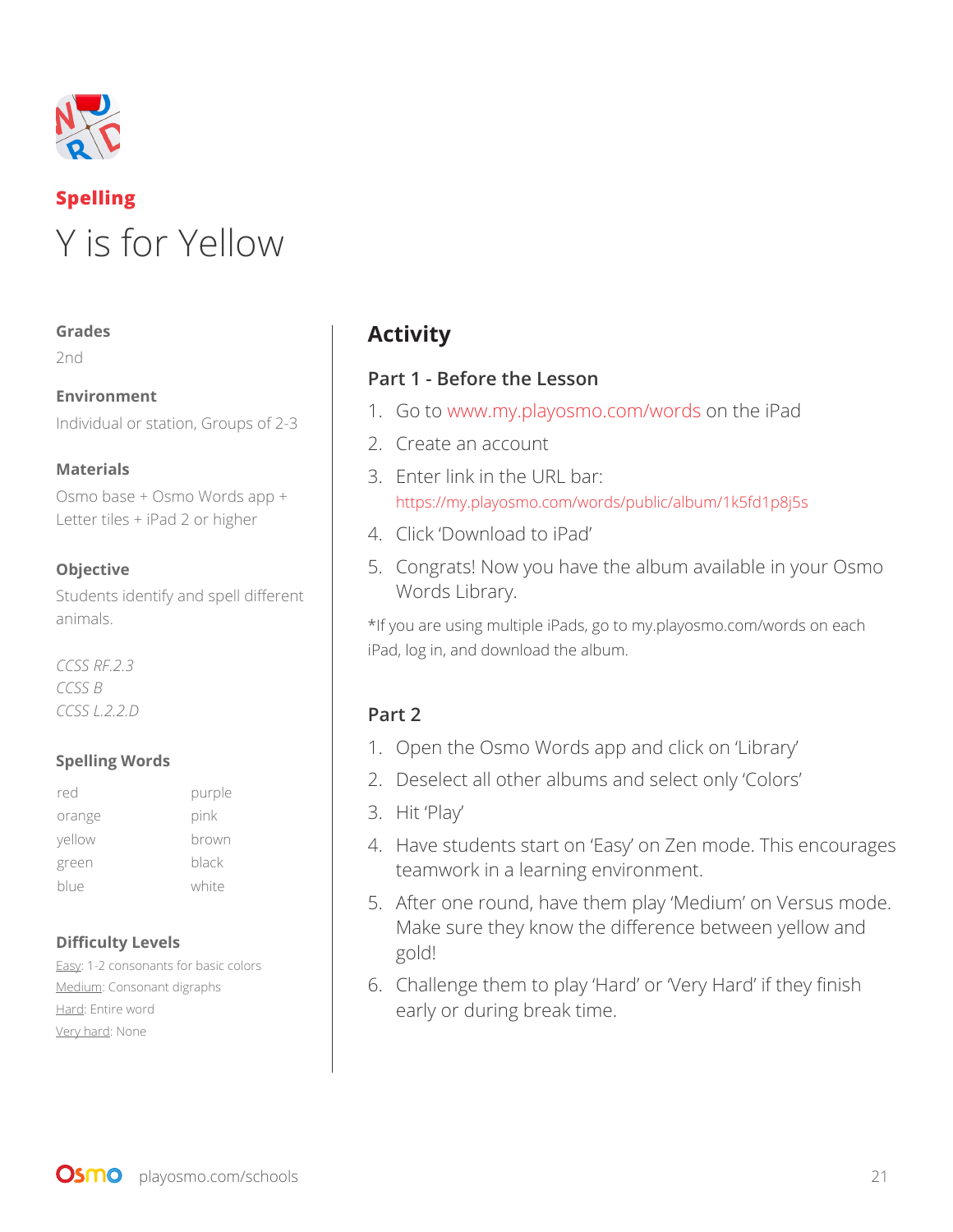**Spelling**

# Y is for Yellow

**Grades**

2nd

**Environment**

Individual or station, Groups of 2-3

**Materials**

Osmo base + Osmo Words app + Letter tiles + iPad 2 or higher

**Objective**

Students identify and spell different animals.

*CCSS RF.2.3*
*CCSS B*
*CCSS L.2.2.D*

**Spelling Words**

| | |
|---|---|
| red | purple |
| orange | pink |
| yellow | brown |
| green | black |
| blue | white |

**Difficulty Levels**

Easy: 1-2 consonants for basic colors
Medium: Consonant digraphs
Hard: Entire word
Very hard: None

## Activity

### Part 1 - Before the Lesson

1. Go to www.my.playosmo.com/words on the iPad
2. Create an account
3. Enter link in the URL bar: https://my.playosmo.com/words/public/album/1k5fd1p8j5s
4. Click 'Download to iPad'
5. Congrats! Now you have the album available in your Osmo Words Library.

*If you are using multiple iPads, go to my.playosmo.com/words on each iPad, log in, and download the album.

### Part 2

1. Open the Osmo Words app and click on 'Library'
2. Deselect all other albums and select only 'Colors'
3. Hit 'Play'
4. Have students start on 'Easy' on Zen mode. This encourages teamwork in a learning environment.
5. After one round, have them play 'Medium' on Versus mode. Make sure they know the difference between yellow and gold!
6. Challenge them to play 'Hard' or 'Very Hard' if they finish early or during break time.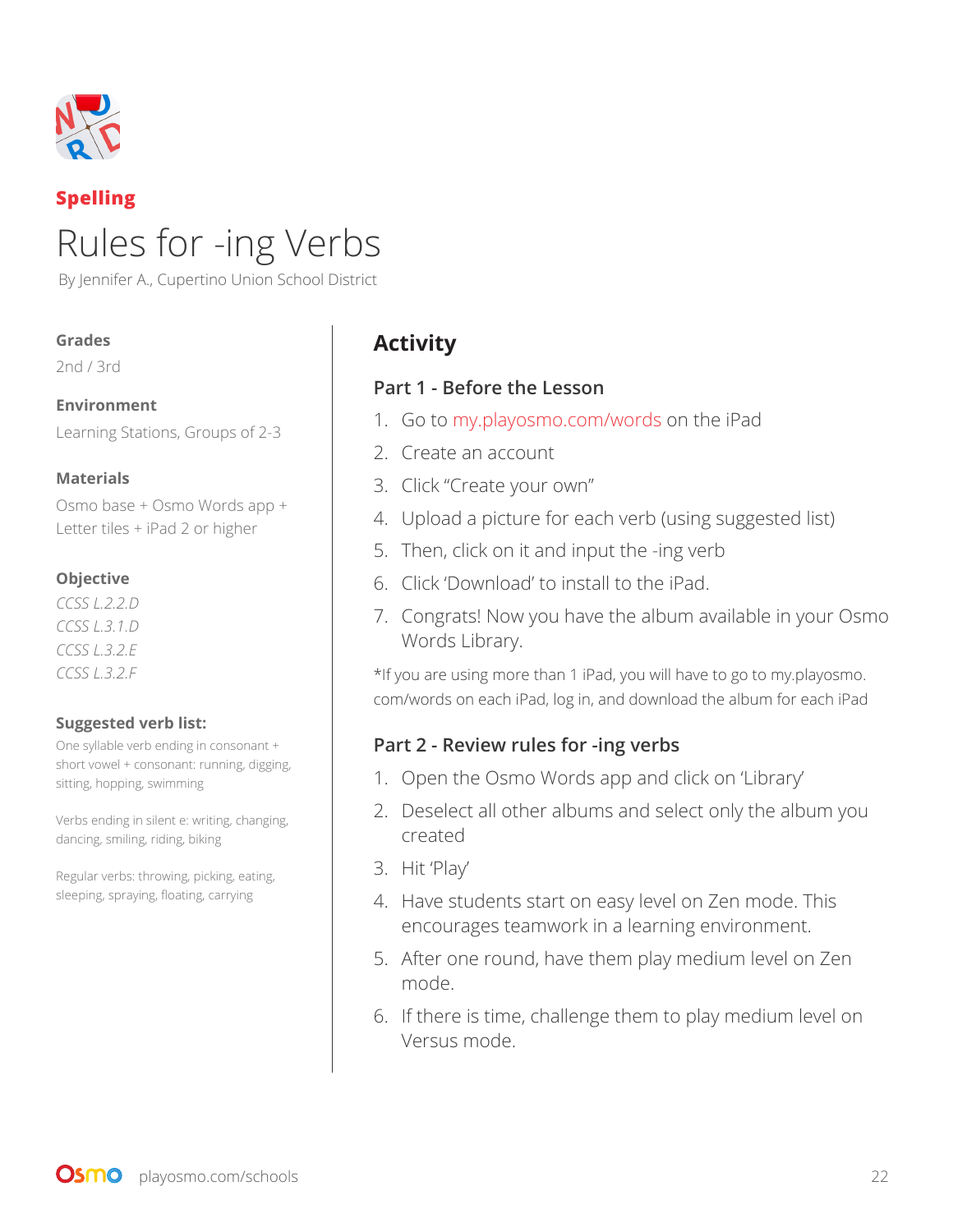**Spelling**

# Rules for -ing Verbs

By Jennifer A., Cupertino Union School District

### Grades

2nd / 3rd

### Environment

Learning Stations, Groups of 2-3

### Materials

Osmo base + Osmo Words app + Letter tiles + iPad 2 or higher

### Objective

*CCSS L.2.2.D*
*CCSS L.3.1.D*
*CCSS L.3.2.E*
*CCSS L.3.2.F*

### Suggested verb list:

One syllable verb ending in consonant + short vowel + consonant: running, digging, sitting, hopping, swimming

Verbs ending in silent e: writing, changing, dancing, smiling, riding, biking

Regular verbs: throwing, picking, eating, sleeping, spraying, floating, carrying

## Activity

### Part 1 - Before the Lesson

1. Go to my.playosmo.com/words on the iPad
2. Create an account
3. Click "Create your own"
4. Upload a picture for each verb (using suggested list)
5. Then, click on it and input the -ing verb
6. Click 'Download' to install to the iPad.
7. Congrats! Now you have the album available in your Osmo Words Library.

*If you are using more than 1 iPad, you will have to go to my.playosmo.com/words on each iPad, log in, and download the album for each iPad

### Part 2 - Review rules for -ing verbs

1. Open the Osmo Words app and click on 'Library'
2. Deselect all other albums and select only the album you created
3. Hit 'Play'
4. Have students start on easy level on Zen mode. This encourages teamwork in a learning environment.
5. After one round, have them play medium level on Zen mode.
6. If there is time, challenge them to play medium level on Versus mode.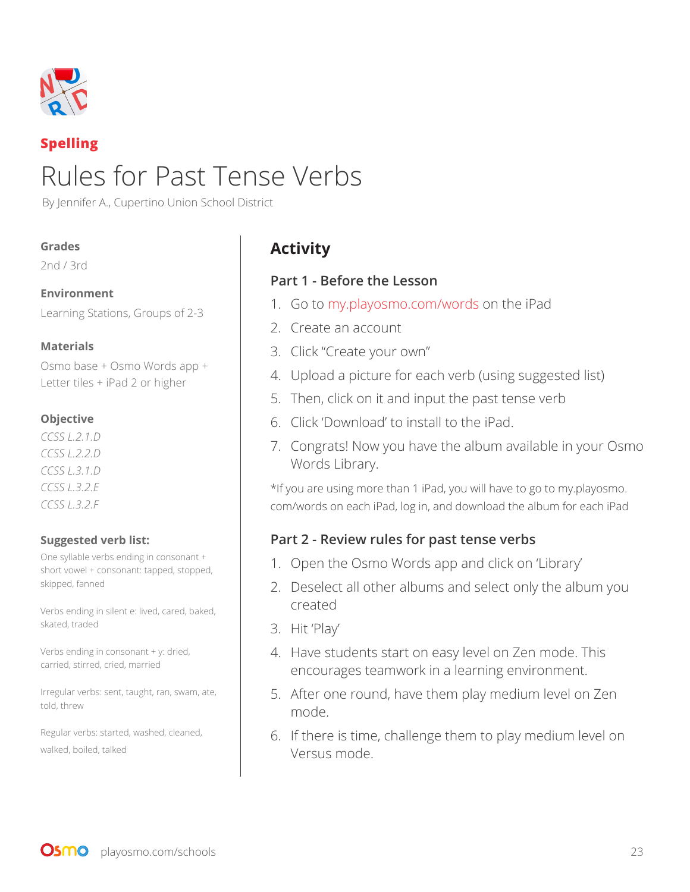**Spelling**

# Rules for Past Tense Verbs

By Jennifer A., Cupertino Union School District

**Grades**

2nd / 3rd

**Environment**

Learning Stations, Groups of 2-3

**Materials**

Osmo base + Osmo Words app + Letter tiles + iPad 2 or higher

**Objective**

*CCSS L.2.1.D*
*CCSS L.2.2.D*
*CCSS L.3.1.D*
*CCSS L.3.2.E*
*CCSS L.3.2.F*

**Suggested verb list:**

One syllable verbs ending in consonant + short vowel + consonant: tapped, stopped, skipped, fanned

Verbs ending in silent e: lived, cared, baked, skated, traded

Verbs ending in consonant + y: dried, carried, stirred, cried, married

Irregular verbs: sent, taught, ran, swam, ate, told, threw

Regular verbs: started, washed, cleaned, walked, boiled, talked

## Activity

### Part 1 - Before the Lesson

1. Go to my.playosmo.com/words on the iPad
2. Create an account
3. Click "Create your own"
4. Upload a picture for each verb (using suggested list)
5. Then, click on it and input the past tense verb
6. Click 'Download' to install to the iPad.
7. Congrats! Now you have the album available in your Osmo Words Library.

*If you are using more than 1 iPad, you will have to go to my.playosmo.com/words on each iPad, log in, and download the album for each iPad

### Part 2 - Review rules for past tense verbs

1. Open the Osmo Words app and click on 'Library'
2. Deselect all other albums and select only the album you created
3. Hit 'Play'
4. Have students start on easy level on Zen mode. This encourages teamwork in a learning environment.
5. After one round, have them play medium level on Zen mode.
6. If there is time, challenge them to play medium level on Versus mode.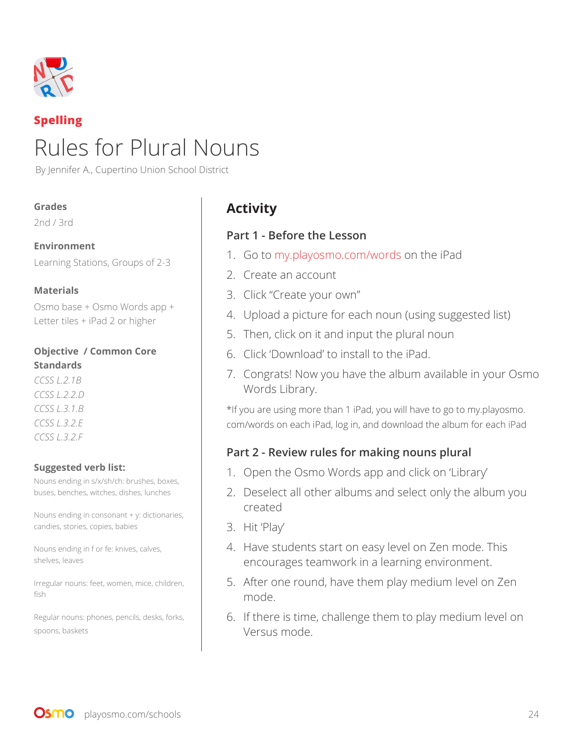**Spelling**

# Rules for Plural Nouns

By Jennifer A., Cupertino Union School District

**Grades**

2nd / 3rd

**Environment**

Learning Stations, Groups of 2-3

**Materials**

Osmo base + Osmo Words app + Letter tiles + iPad 2 or higher

**Objective / Common Core Standards**

*CCSS L.2.1B*
*CCSS L.2.2.D*
*CCSS L.3.1.B*
*CCSS L.3.2.E*
*CCSS L.3.2.F*

**Suggested verb list:**

Nouns ending in s/x/sh/ch: brushes, boxes, buses, benches, witches, dishes, lunches

Nouns ending in consonant + y: dictionaries, candies, stories, copies, babies

Nouns ending in f or fe: knives, calves, shelves, leaves

Irregular nouns: feet, women, mice, children, fish

Regular nouns: phones, pencils, desks, forks, spoons, baskets

## Activity

### Part 1 - Before the Lesson

1. Go to my.playosmo.com/words on the iPad
2. Create an account
3. Click "Create your own"
4. Upload a picture for each noun (using suggested list)
5. Then, click on it and input the plural noun
6. Click 'Download' to install to the iPad.
7. Congrats! Now you have the album available in your Osmo Words Library.

*If you are using more than 1 iPad, you will have to go to my.playosmo.com/words on each iPad, log in, and download the album for each iPad

### Part 2 - Review rules for making nouns plural

1. Open the Osmo Words app and click on 'Library'
2. Deselect all other albums and select only the album you created
3. Hit 'Play'
4. Have students start on easy level on Zen mode. This encourages teamwork in a learning environment.
5. After one round, have them play medium level on Zen mode.
6. If there is time, challenge them to play medium level on Versus mode.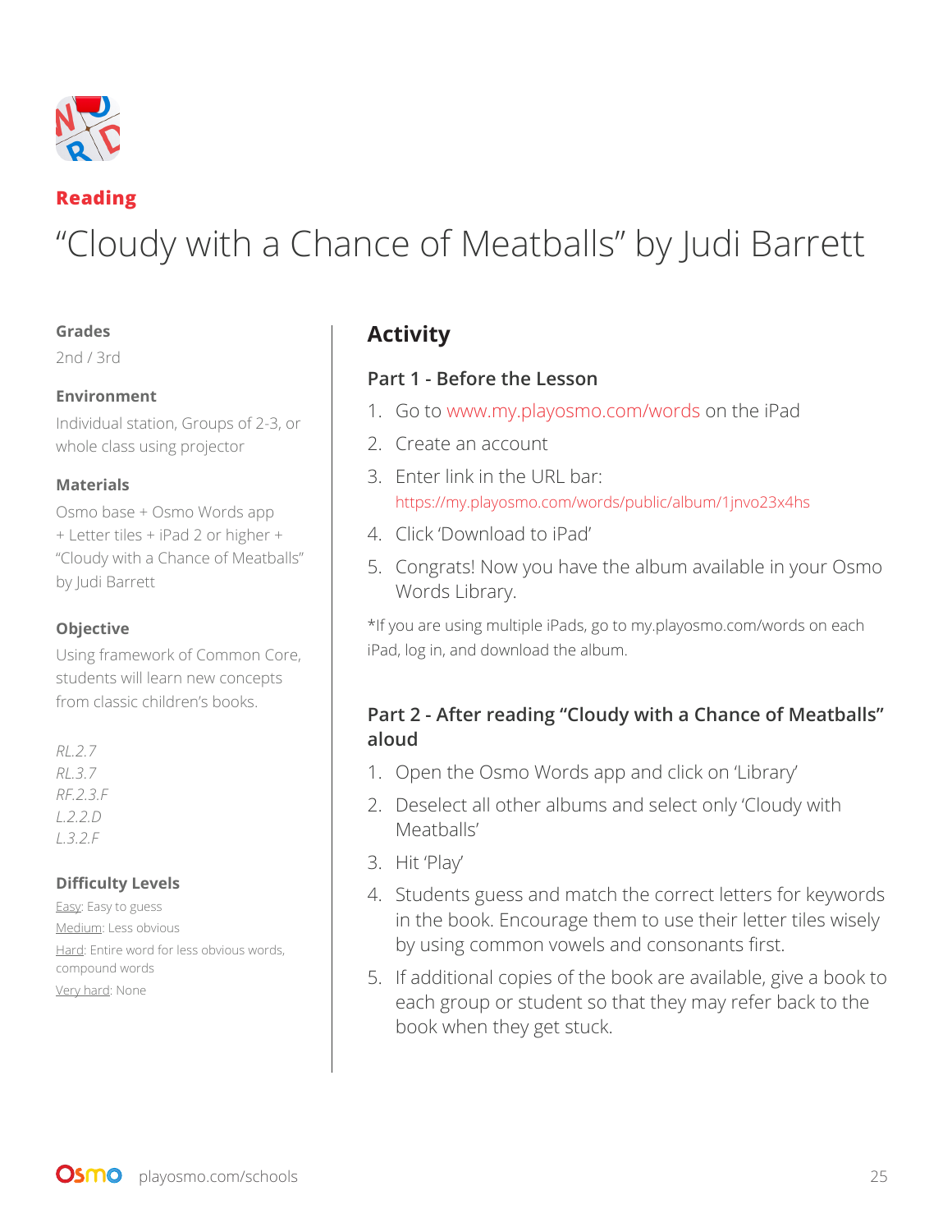**Reading**

# "Cloudy with a Chance of Meatballs" by Judi Barrett

**Grades**

2nd / 3rd

**Environment**

Individual station, Groups of 2-3, or whole class using projector

**Materials**

Osmo base + Osmo Words app + Letter tiles + iPad 2 or higher + "Cloudy with a Chance of Meatballs" by Judi Barrett

**Objective**

Using framework of Common Core, students will learn new concepts from classic children's books.

*RL.2.7*
*RL.3.7*
*RF.2.3.F*
*L.2.2.D*
*L.3.2.F*

**Difficulty Levels**

Easy: Easy to guess
Medium: Less obvious
Hard: Entire word for less obvious words, compound words
Very hard: None

## Activity

### Part 1 - Before the Lesson

1. Go to www.my.playosmo.com/words on the iPad
2. Create an account
3. Enter link in the URL bar: https://my.playosmo.com/words/public/album/1jnvo23x4hs
4. Click 'Download to iPad'
5. Congrats! Now you have the album available in your Osmo Words Library.

*If you are using multiple iPads, go to my.playosmo.com/words on each iPad, log in, and download the album.

### Part 2 - After reading "Cloudy with a Chance of Meatballs" aloud

1. Open the Osmo Words app and click on 'Library'
2. Deselect all other albums and select only 'Cloudy with Meatballs'
3. Hit 'Play'
4. Students guess and match the correct letters for keywords in the book. Encourage them to use their letter tiles wisely by using common vowels and consonants first.
5. If additional copies of the book are available, give a book to each group or student so that they may refer back to the book when they get stuck.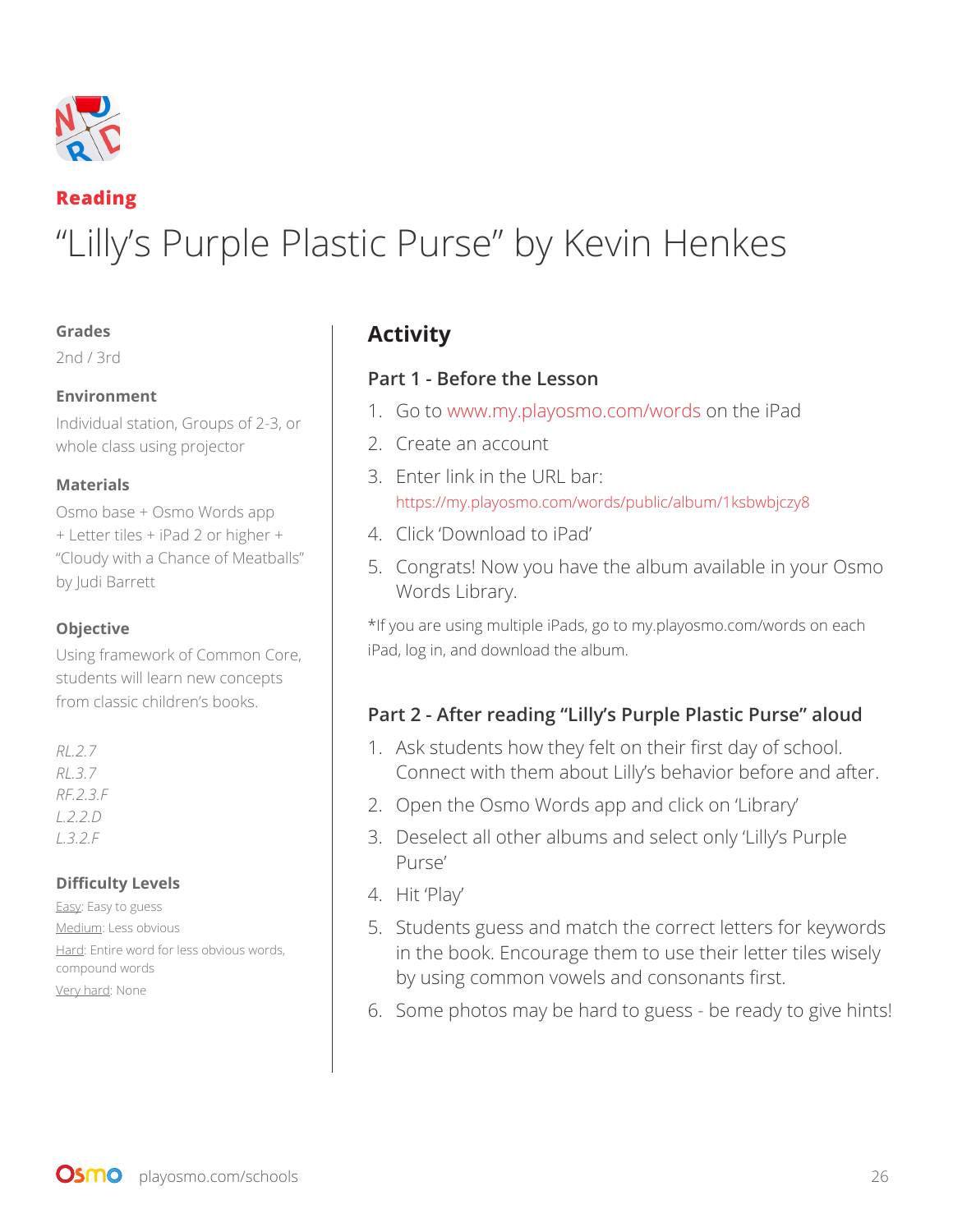**Reading**

# "Lilly's Purple Plastic Purse" by Kevin Henkes

**Grades**

2nd / 3rd

**Environment**

Individual station, Groups of 2-3, or whole class using projector

**Materials**

Osmo base + Osmo Words app + Letter tiles + iPad 2 or higher + "Cloudy with a Chance of Meatballs" by Judi Barrett

**Objective**

Using framework of Common Core, students will learn new concepts from classic children's books.

*RL.2.7*
*RL.3.7*
*RF.2.3.F*
*L.2.2.D*
*L.3.2.F*

**Difficulty Levels**

Easy: Easy to guess
Medium: Less obvious
Hard: Entire word for less obvious words, compound words
Very hard: None

## Activity

### Part 1 - Before the Lesson

1. Go to www.my.playosmo.com/words on the iPad
2. Create an account
3. Enter link in the URL bar: https://my.playosmo.com/words/public/album/1ksbwbjczy8
4. Click 'Download to iPad'
5. Congrats! Now you have the album available in your Osmo Words Library.

*If you are using multiple iPads, go to my.playosmo.com/words on each iPad, log in, and download the album.

### Part 2 - After reading "Lilly's Purple Plastic Purse" aloud

1. Ask students how they felt on their first day of school. Connect with them about Lilly's behavior before and after.
2. Open the Osmo Words app and click on 'Library'
3. Deselect all other albums and select only 'Lilly's Purple Purse'
4. Hit 'Play'
5. Students guess and match the correct letters for keywords in the book. Encourage them to use their letter tiles wisely by using common vowels and consonants first.
6. Some photos may be hard to guess - be ready to give hints!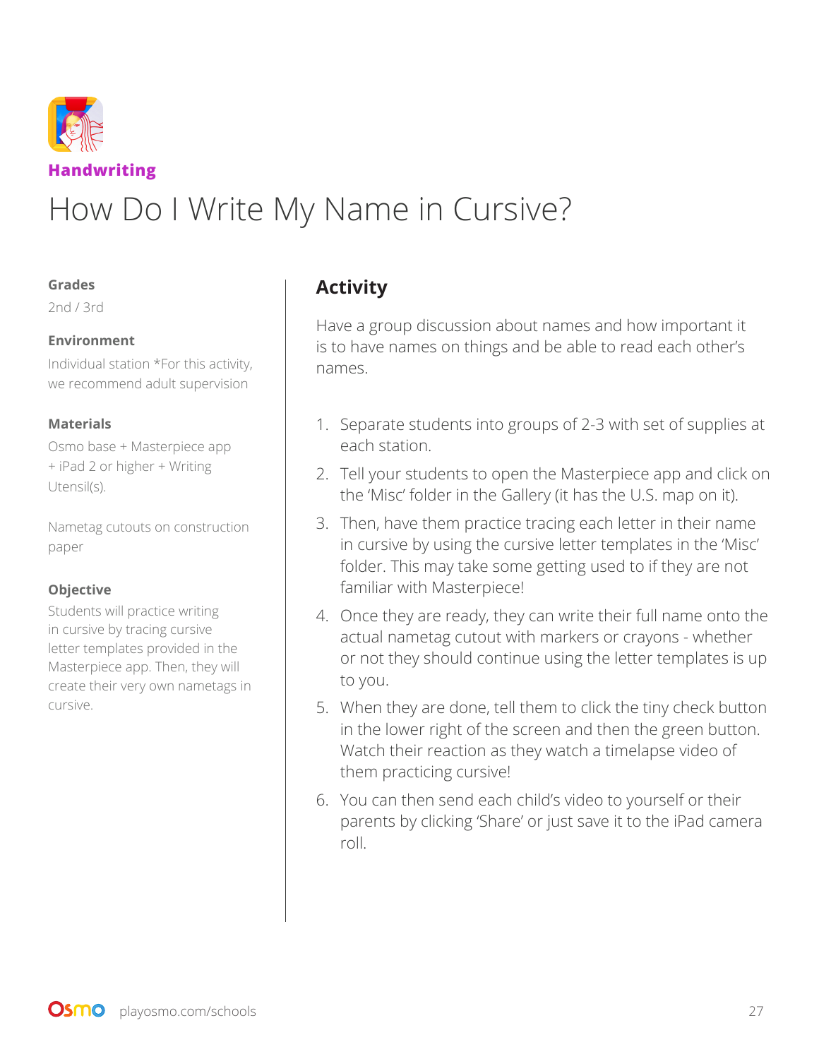**Handwriting**

# How Do I Write My Name in Cursive?

**Grades**

2nd / 3rd

**Environment**

Individual station *For this activity, we recommend adult supervision

**Materials**

Osmo base + Masterpiece app + iPad 2 or higher + Writing Utensil(s).

Nametag cutouts on construction paper

**Objective**

Students will practice writing in cursive by tracing cursive letter templates provided in the Masterpiece app. Then, they will create their very own nametags in cursive.

## Activity

Have a group discussion about names and how important it is to have names on things and be able to read each other's names.

1. Separate students into groups of 2-3 with set of supplies at each station.
2. Tell your students to open the Masterpiece app and click on the 'Misc' folder in the Gallery (it has the U.S. map on it).
3. Then, have them practice tracing each letter in their name in cursive by using the cursive letter templates in the 'Misc' folder. This may take some getting used to if they are not familiar with Masterpiece!
4. Once they are ready, they can write their full name onto the actual nametag cutout with markers or crayons - whether or not they should continue using the letter templates is up to you.
5. When they are done, tell them to click the tiny check button in the lower right of the screen and then the green button. Watch their reaction as they watch a timelapse video of them practicing cursive!
6. You can then send each child's video to yourself or their parents by clicking 'Share' or just save it to the iPad camera roll.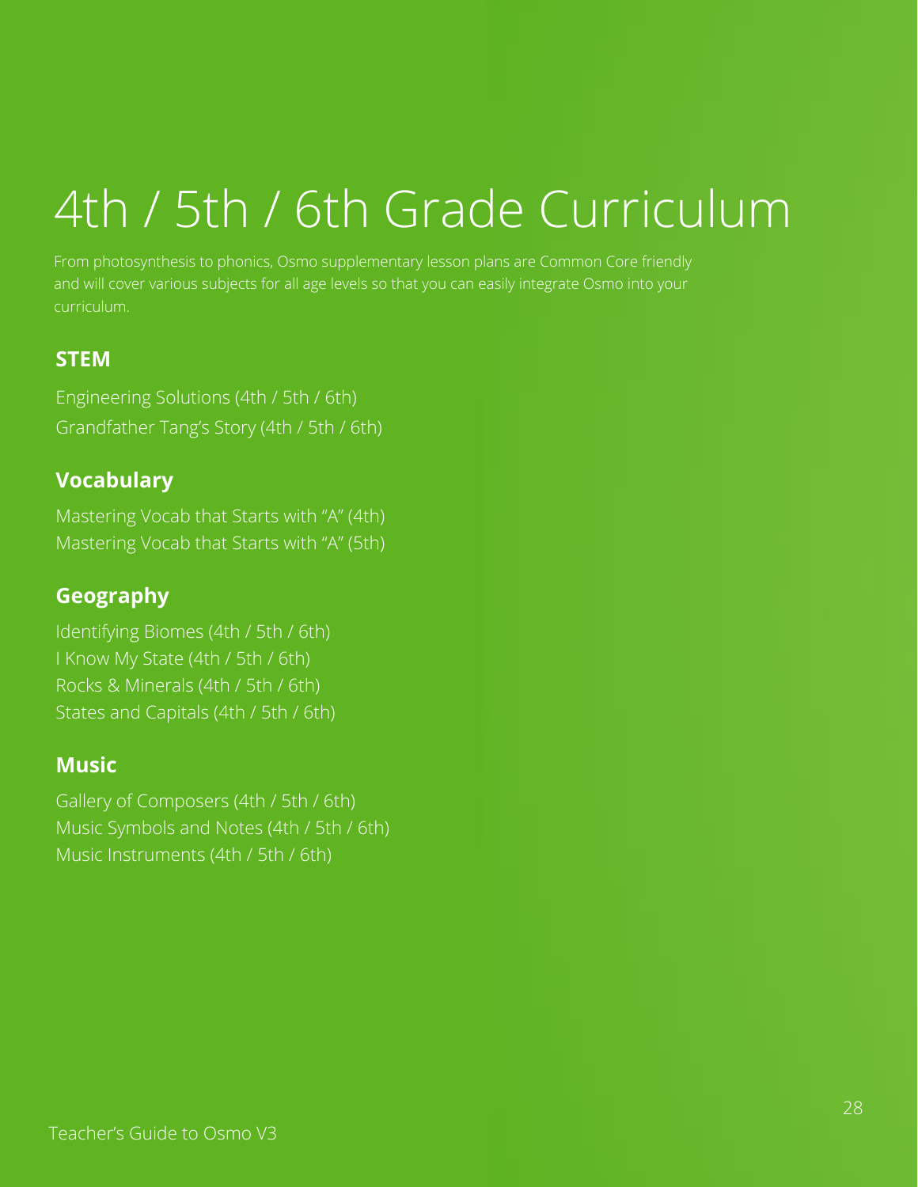# 4th / 5th / 6th Grade Curriculum

From photosynthesis to phonics, Osmo supplementary lesson plans are Common Core friendly and will cover various subjects for all age levels so that you can easily integrate Osmo into your curriculum.

## STEM

Engineering Solutions (4th / 5th / 6th)
Grandfather Tang's Story (4th / 5th / 6th)

## Vocabulary

Mastering Vocab that Starts with "A" (4th)
Mastering Vocab that Starts with "A" (5th)

## Geography

Identifying Biomes (4th / 5th / 6th)
I Know My State (4th / 5th / 6th)
Rocks & Minerals (4th / 5th / 6th)
States and Capitals (4th / 5th / 6th)

## Music

Gallery of Composers (4th / 5th / 6th)
Music Symbols and Notes (4th / 5th / 6th)
Music Instruments (4th / 5th / 6th)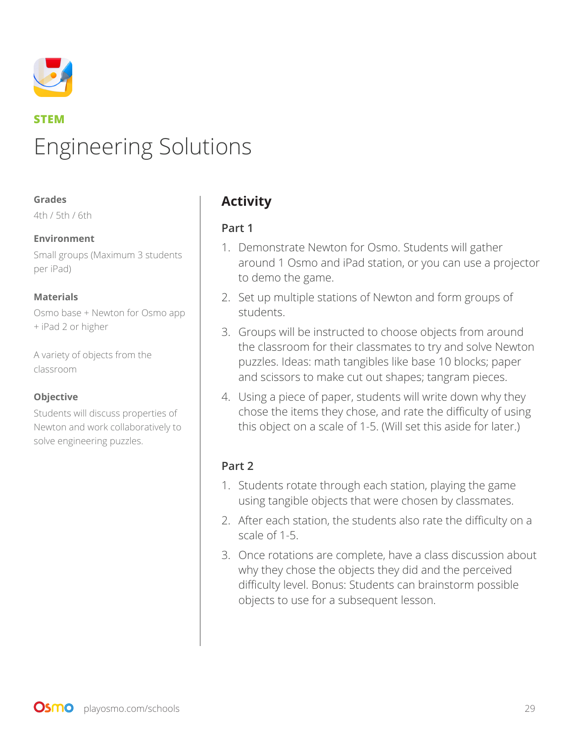STEM

# Engineering Solutions

**Grades**

4th / 5th / 6th

**Environment**

Small groups (Maximum 3 students per iPad)

**Materials**

Osmo base + Newton for Osmo app + iPad 2 or higher

A variety of objects from the classroom

**Objective**

Students will discuss properties of Newton and work collaboratively to solve engineering puzzles.

## Activity

### Part 1

1. Demonstrate Newton for Osmo. Students will gather around 1 Osmo and iPad station, or you can use a projector to demo the game.
2. Set up multiple stations of Newton and form groups of students.
3. Groups will be instructed to choose objects from around the classroom for their classmates to try and solve Newton puzzles. Ideas: math tangibles like base 10 blocks; paper and scissors to make cut out shapes; tangram pieces.
4. Using a piece of paper, students will write down why they chose the items they chose, and rate the difficulty of using this object on a scale of 1-5. (Will set this aside for later.)

### Part 2

1. Students rotate through each station, playing the game using tangible objects that were chosen by classmates.
2. After each station, the students also rate the difficulty on a scale of 1-5.
3. Once rotations are complete, have a class discussion about why they chose the objects they did and the perceived difficulty level. Bonus: Students can brainstorm possible objects to use for a subsequent lesson.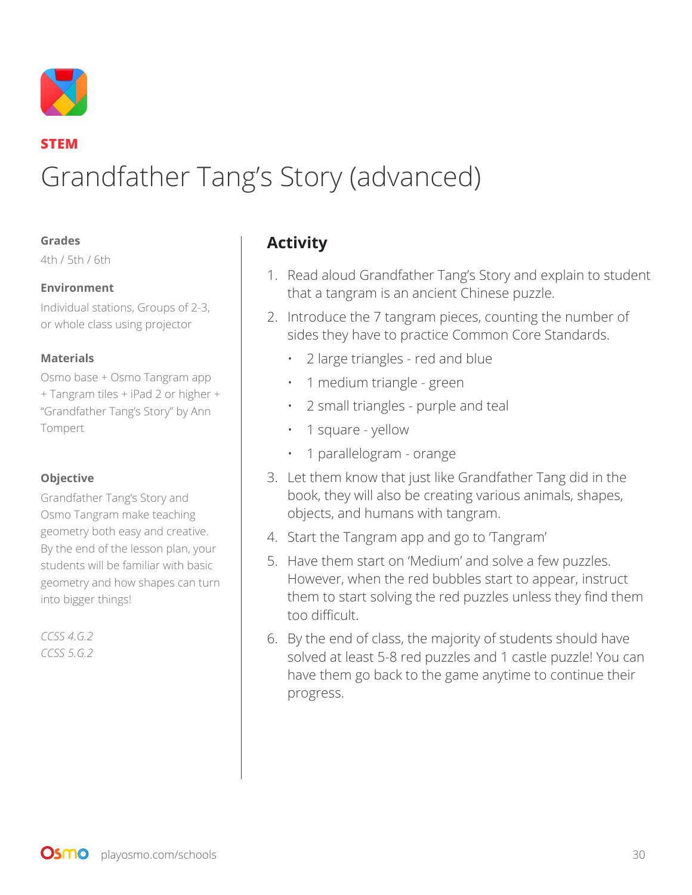**STEM**

# Grandfather Tang's Story (advanced)

**Grades**

4th / 5th / 6th

**Environment**

Individual stations, Groups of 2-3, or whole class using projector

**Materials**

Osmo base + Osmo Tangram app + Tangram tiles + iPad 2 or higher + "Grandfather Tang's Story" by Ann Tompert

**Objective**

Grandfather Tang's Story and Osmo Tangram make teaching geometry both easy and creative. By the end of the lesson plan, your students will be familiar with basic geometry and how shapes can turn into bigger things!

*CCSS 4.G.2*
*CCSS 5.G.2*

## Activity

1. Read aloud Grandfather Tang's Story and explain to student that a tangram is an ancient Chinese puzzle.
2. Introduce the 7 tangram pieces, counting the number of sides they have to practice Common Core Standards.
   - 2 large triangles - red and blue
   - 1 medium triangle - green
   - 2 small triangles - purple and teal
   - 1 square - yellow
   - 1 parallelogram - orange
3. Let them know that just like Grandfather Tang did in the book, they will also be creating various animals, shapes, objects, and humans with tangram.
4. Start the Tangram app and go to 'Tangram'
5. Have them start on 'Medium' and solve a few puzzles. However, when the red bubbles start to appear, instruct them to start solving the red puzzles unless they find them too difficult.
6. By the end of class, the majority of students should have solved at least 5-8 red puzzles and 1 castle puzzle! You can have them go back to the game anytime to continue their progress.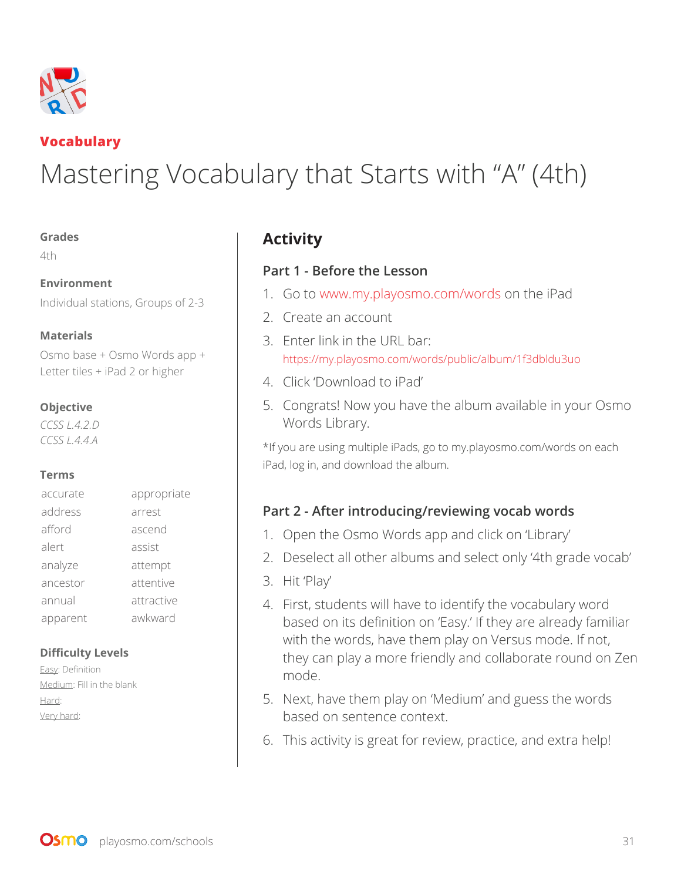**Vocabulary**

# Mastering Vocabulary that Starts with "A" (4th)

**Grades**

4th

**Environment**

Individual stations, Groups of 2-3

**Materials**

Osmo base + Osmo Words app + Letter tiles + iPad 2 or higher

**Objective**

*CCSS L.4.2.D*
*CCSS L.4.4.A*

**Terms**

| | |
|---|---|
| accurate | appropriate |
| address | arrest |
| afford | ascend |
| alert | assist |
| analyze | attempt |
| ancestor | attentive |
| annual | attractive |
| apparent | awkward |

**Difficulty Levels**

Easy: Definition
Medium: Fill in the blank
Hard:
Very hard:

## Activity

### Part 1 - Before the Lesson

1. Go to www.my.playosmo.com/words on the iPad
2. Create an account
3. Enter link in the URL bar: https://my.playosmo.com/words/public/album/1f3dbldu3uo
4. Click 'Download to iPad'
5. Congrats! Now you have the album available in your Osmo Words Library.

*If you are using multiple iPads, go to my.playosmo.com/words on each iPad, log in, and download the album.

### Part 2 - After introducing/reviewing vocab words

1. Open the Osmo Words app and click on 'Library'
2. Deselect all other albums and select only '4th grade vocab'
3. Hit 'Play'
4. First, students will have to identify the vocabulary word based on its definition on 'Easy.' If they are already familiar with the words, have them play on Versus mode. If not, they can play a more friendly and collaborate round on Zen mode.
5. Next, have them play on 'Medium' and guess the words based on sentence context.
6. This activity is great for review, practice, and extra help!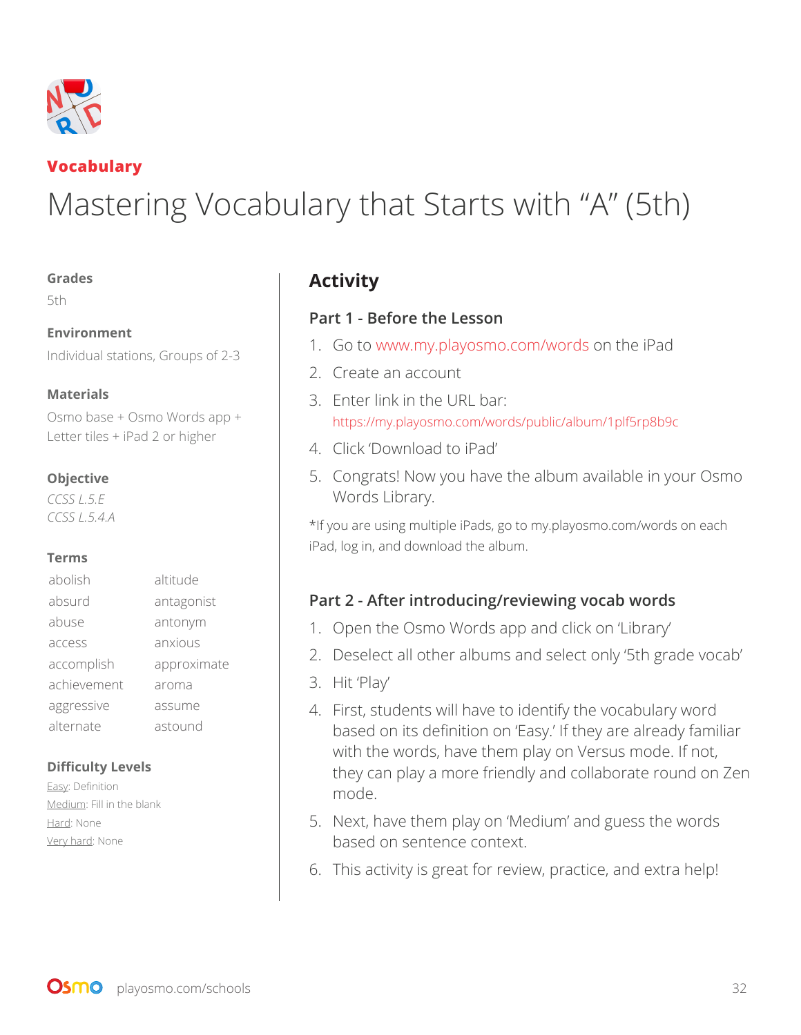**Vocabulary**

# Mastering Vocabulary that Starts with "A" (5th)

**Grades**

5th

**Environment**

Individual stations, Groups of 2-3

**Materials**

Osmo base + Osmo Words app + Letter tiles + iPad 2 or higher

**Objective**

*CCSS L.5.E*
*CCSS L.5.4.A*

**Terms**

| | |
|---|---|
| abolish | altitude |
| absurd | antagonist |
| abuse | antonym |
| access | anxious |
| accomplish | approximate |
| achievement | aroma |
| aggressive | assume |
| alternate | astound |

**Difficulty Levels**

Easy: Definition
Medium: Fill in the blank
Hard: None
Very hard: None

## Activity

### Part 1 - Before the Lesson

1. Go to www.my.playosmo.com/words on the iPad
2. Create an account
3. Enter link in the URL bar: https://my.playosmo.com/words/public/album/1plf5rp8b9c
4. Click 'Download to iPad'
5. Congrats! Now you have the album available in your Osmo Words Library.

*If you are using multiple iPads, go to my.playosmo.com/words on each iPad, log in, and download the album.

### Part 2 - After introducing/reviewing vocab words

1. Open the Osmo Words app and click on 'Library'
2. Deselect all other albums and select only '5th grade vocab'
3. Hit 'Play'
4. First, students will have to identify the vocabulary word based on its definition on 'Easy.' If they are already familiar with the words, have them play on Versus mode. If not, they can play a more friendly and collaborate round on Zen mode.
5. Next, have them play on 'Medium' and guess the words based on sentence context.
6. This activity is great for review, practice, and extra help!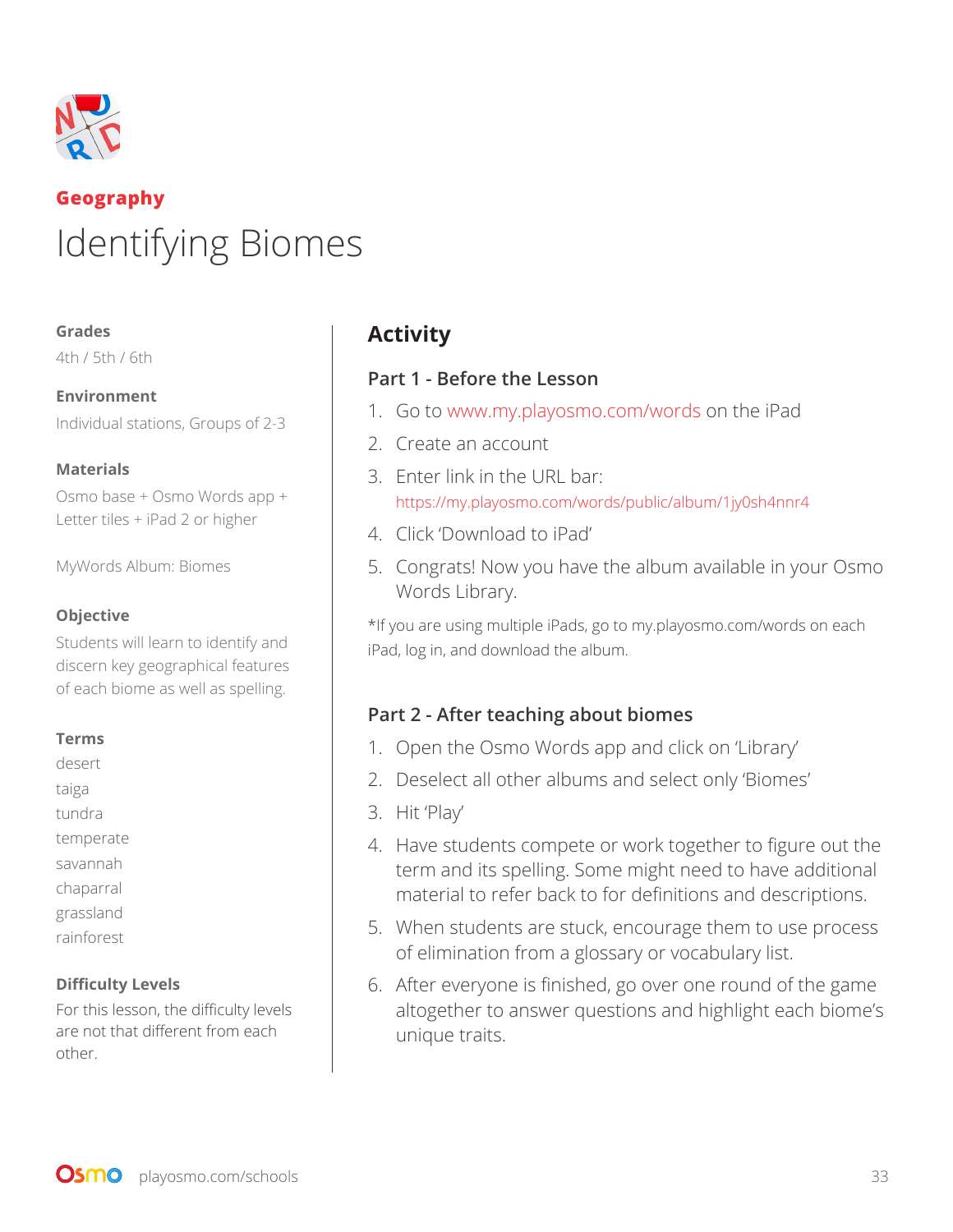**Geography**

# Identifying Biomes

**Grades**

4th / 5th / 6th

**Environment**

Individual stations, Groups of 2-3

**Materials**

Osmo base + Osmo Words app + Letter tiles + iPad 2 or higher

MyWords Album: Biomes

**Objective**

Students will learn to identify and discern key geographical features of each biome as well as spelling.

**Terms**

desert
taiga
tundra
temperate
savannah
chaparral
grassland
rainforest

**Difficulty Levels**

For this lesson, the difficulty levels are not that different from each other.

## Activity

### Part 1 - Before the Lesson

1. Go to www.my.playosmo.com/words on the iPad
2. Create an account
3. Enter link in the URL bar: https://my.playosmo.com/words/public/album/1jy0sh4nnr4
4. Click 'Download to iPad'
5. Congrats! Now you have the album available in your Osmo Words Library.

*If you are using multiple iPads, go to my.playosmo.com/words on each iPad, log in, and download the album.

### Part 2 - After teaching about biomes

1. Open the Osmo Words app and click on 'Library'
2. Deselect all other albums and select only 'Biomes'
3. Hit 'Play'
4. Have students compete or work together to figure out the term and its spelling. Some might need to have additional material to refer back to for definitions and descriptions.
5. When students are stuck, encourage them to use process of elimination from a glossary or vocabulary list.
6. After everyone is finished, go over one round of the game altogether to answer questions and highlight each biome's unique traits.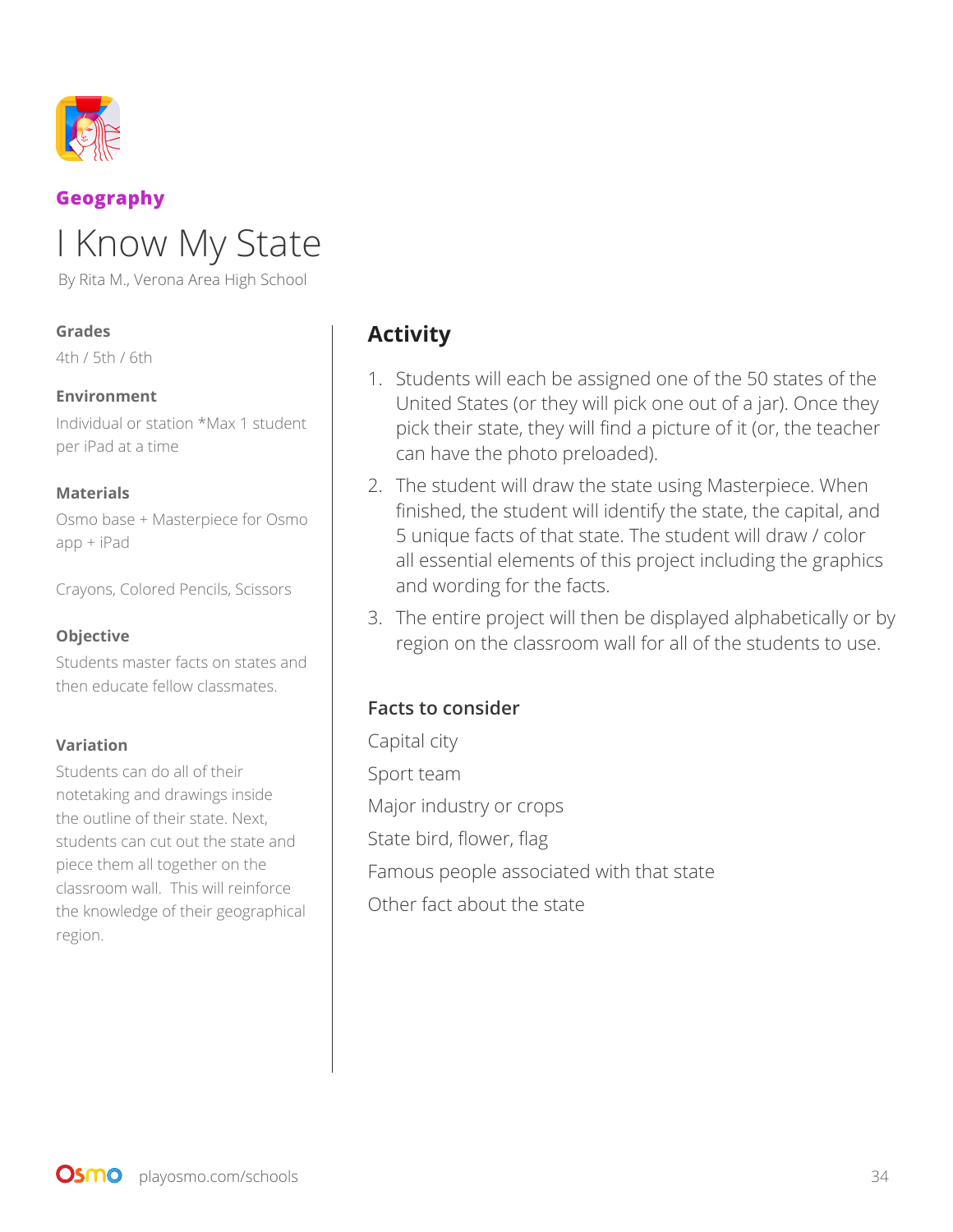**Geography**

# I Know My State

By Rita M., Verona Area High School

**Grades**

4th / 5th / 6th

**Environment**

Individual or station *Max 1 student per iPad at a time

**Materials**

Osmo base + Masterpiece for Osmo app + iPad

Crayons, Colored Pencils, Scissors

**Objective**

Students master facts on states and then educate fellow classmates.

**Variation**

Students can do all of their notetaking and drawings inside the outline of their state. Next, students can cut out the state and piece them all together on the classroom wall. This will reinforce the knowledge of their geographical region.

## Activity

1. Students will each be assigned one of the 50 states of the United States (or they will pick one out of a jar). Once they pick their state, they will find a picture of it (or, the teacher can have the photo preloaded).
2. The student will draw the state using Masterpiece. When finished, the student will identify the state, the capital, and 5 unique facts of that state. The student will draw / color all essential elements of this project including the graphics and wording for the facts.
3. The entire project will then be displayed alphabetically or by region on the classroom wall for all of the students to use.

### Facts to consider

Capital city

Sport team

Major industry or crops

State bird, flower, flag

Famous people associated with that state

Other fact about the state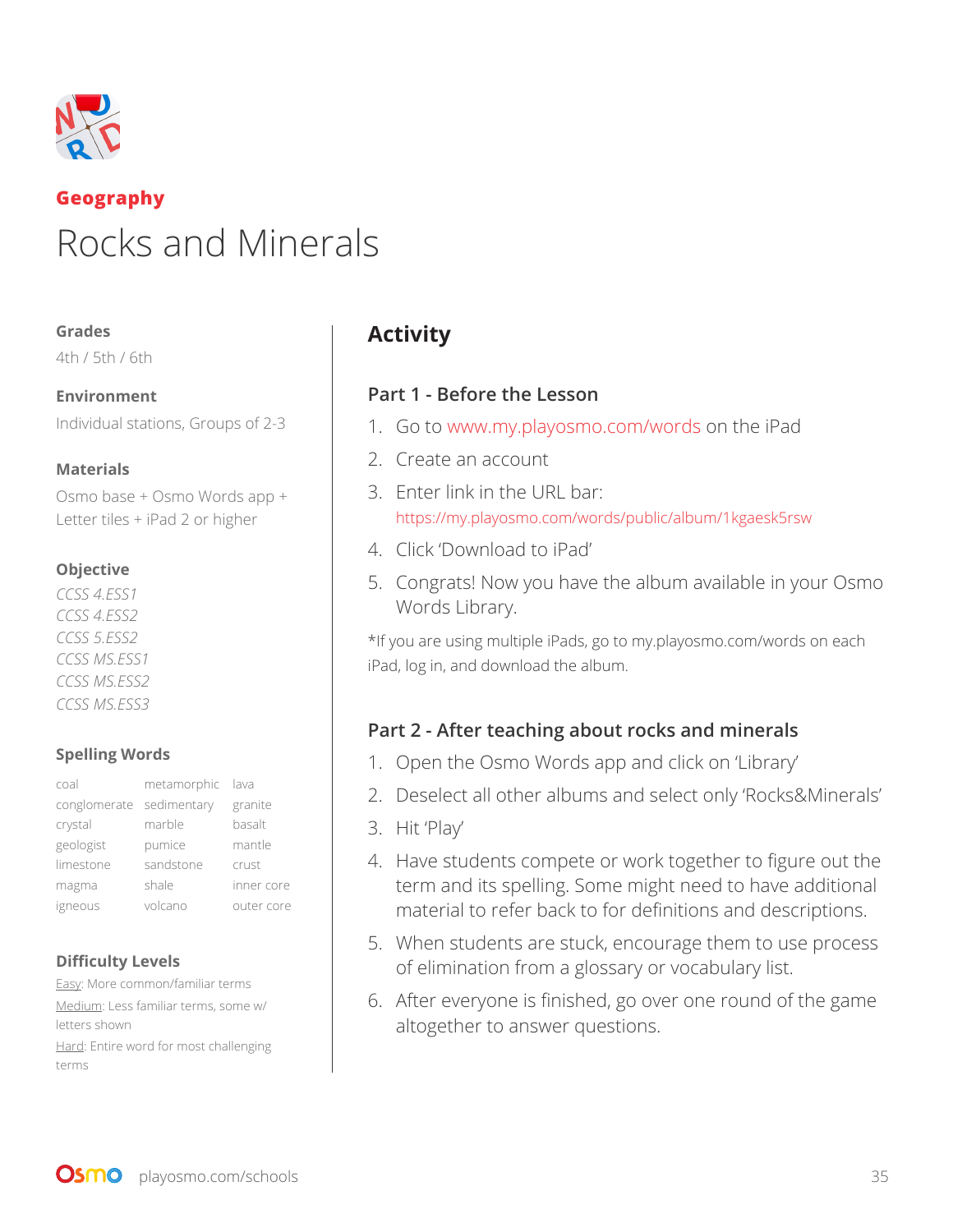**Geography**

# Rocks and Minerals

**Grades**

4th / 5th / 6th

**Environment**

Individual stations, Groups of 2-3

**Materials**

Osmo base + Osmo Words app + Letter tiles + iPad 2 or higher

**Objective**

*CCSS 4.ESS1*
*CCSS 4.ESS2*
*CCSS 5.ESS2*
*CCSS MS.ESS1*
*CCSS MS.ESS2*
*CCSS MS.ESS3*

**Spelling Words**

| | | |
|---|---|---|
| coal | metamorphic | lava |
| conglomerate | sedimentary | granite |
| crystal | marble | basalt |
| geologist | pumice | mantle |
| limestone | sandstone | crust |
| magma | shale | inner core |
| igneous | volcano | outer core |

**Difficulty Levels**

Easy: More common/familiar terms
Medium: Less familiar terms, some w/ letters shown
Hard: Entire word for most challenging terms

## Activity

### Part 1 - Before the Lesson

1. Go to www.my.playosmo.com/words on the iPad
2. Create an account
3. Enter link in the URL bar: https://my.playosmo.com/words/public/album/1kgaesk5rsw
4. Click 'Download to iPad'
5. Congrats! Now you have the album available in your Osmo Words Library.

*If you are using multiple iPads, go to my.playosmo.com/words on each iPad, log in, and download the album.

### Part 2 - After teaching about rocks and minerals

1. Open the Osmo Words app and click on 'Library'
2. Deselect all other albums and select only 'Rocks&Minerals'
3. Hit 'Play'
4. Have students compete or work together to figure out the term and its spelling. Some might need to have additional material to refer back to for definitions and descriptions.
5. When students are stuck, encourage them to use process of elimination from a glossary or vocabulary list.
6. After everyone is finished, go over one round of the game altogether to answer questions.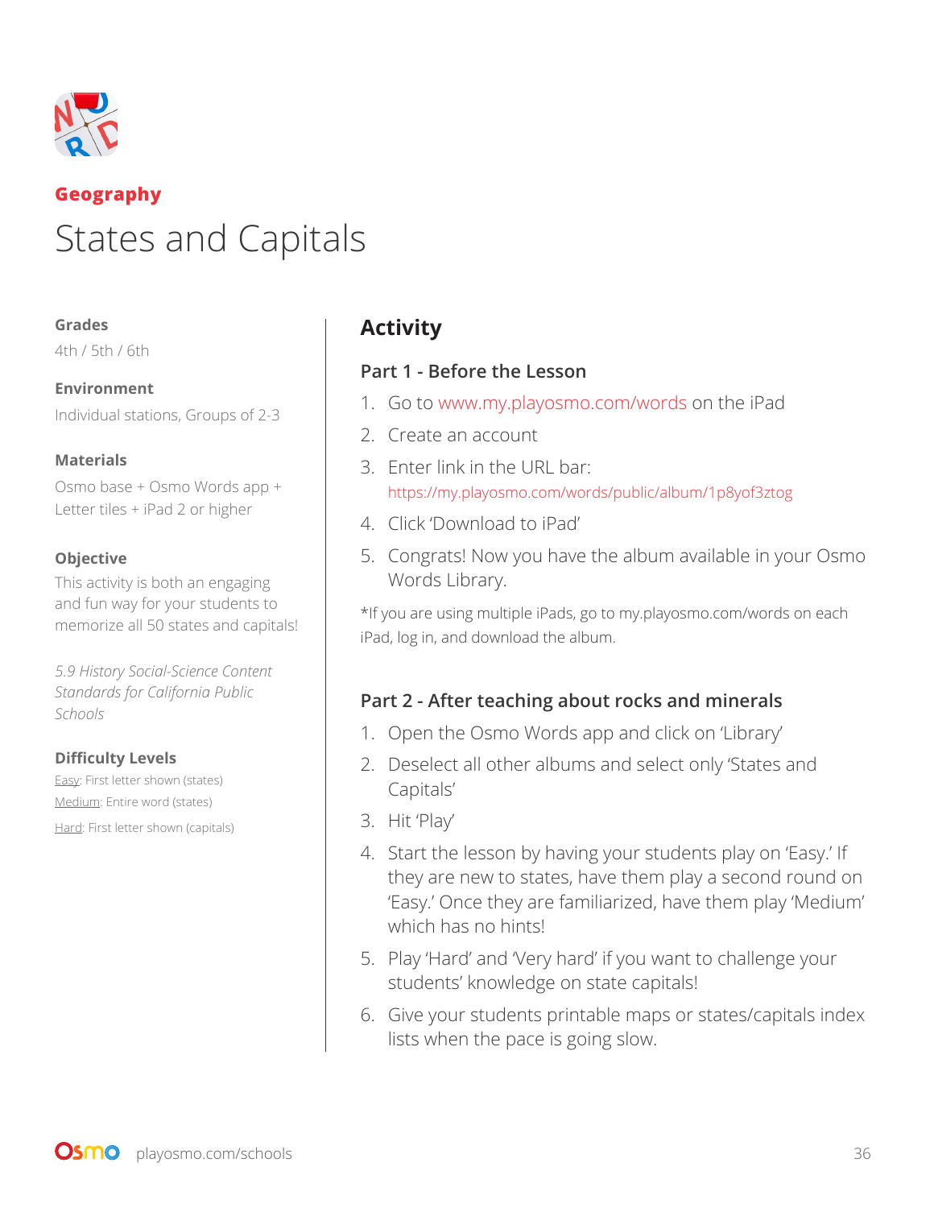**Geography**

# States and Capitals

**Grades**

4th / 5th / 6th

**Environment**

Individual stations, Groups of 2-3

**Materials**

Osmo base + Osmo Words app + Letter tiles + iPad 2 or higher

**Objective**

This activity is both an engaging and fun way for your students to memorize all 50 states and capitals!

*5.9 History Social-Science Content Standards for California Public Schools*

**Difficulty Levels**

Easy: First letter shown (states)

Medium: Entire word (states)

Hard: First letter shown (capitals)

## Activity

### Part 1 - Before the Lesson

1. Go to www.my.playosmo.com/words on the iPad
2. Create an account
3. Enter link in the URL bar: https://my.playosmo.com/words/public/album/1p8yof3ztog
4. Click 'Download to iPad'
5. Congrats! Now you have the album available in your Osmo Words Library.

*If you are using multiple iPads, go to my.playosmo.com/words on each iPad, log in, and download the album.

### Part 2 - After teaching about rocks and minerals

1. Open the Osmo Words app and click on 'Library'
2. Deselect all other albums and select only 'States and Capitals'
3. Hit 'Play'
4. Start the lesson by having your students play on 'Easy.' If they are new to states, have them play a second round on 'Easy.' Once they are familiarized, have them play 'Medium' which has no hints!
5. Play 'Hard' and 'Very hard' if you want to challenge your students' knowledge on state capitals!
6. Give your students printable maps or states/capitals index lists when the pace is going slow.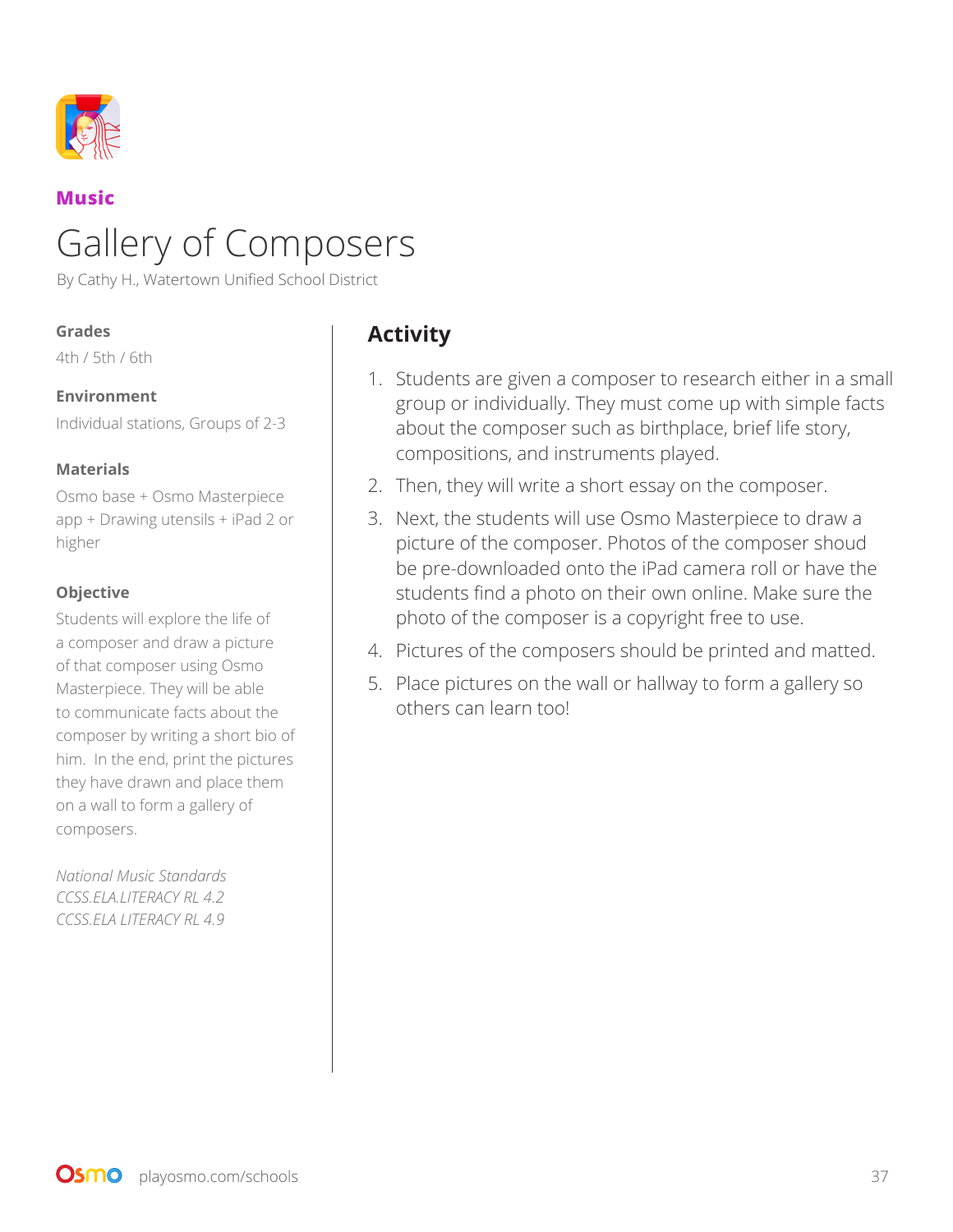**Music**

# Gallery of Composers

By Cathy H., Watertown Unified School District

### Grades

4th / 5th / 6th

### Environment

Individual stations, Groups of 2-3

### Materials

Osmo base + Osmo Masterpiece app + Drawing utensils + iPad 2 or higher

### Objective

Students will explore the life of a composer and draw a picture of that composer using Osmo Masterpiece. They will be able to communicate facts about the composer by writing a short bio of him. In the end, print the pictures they have drawn and place them on a wall to form a gallery of composers.

*National Music Standards*
*CCSS.ELA.LITERACY RL 4.2*
*CCSS.ELA LITERACY RL 4.9*

## Activity

1. Students are given a composer to research either in a small group or individually. They must come up with simple facts about the composer such as birthplace, brief life story, compositions, and instruments played.
2. Then, they will write a short essay on the composer.
3. Next, the students will use Osmo Masterpiece to draw a picture of the composer. Photos of the composer shoud be pre-downloaded onto the iPad camera roll or have the students find a photo on their own online. Make sure the photo of the composer is a copyright free to use.
4. Pictures of the composers should be printed and matted.
5. Place pictures on the wall or hallway to form a gallery so others can learn too!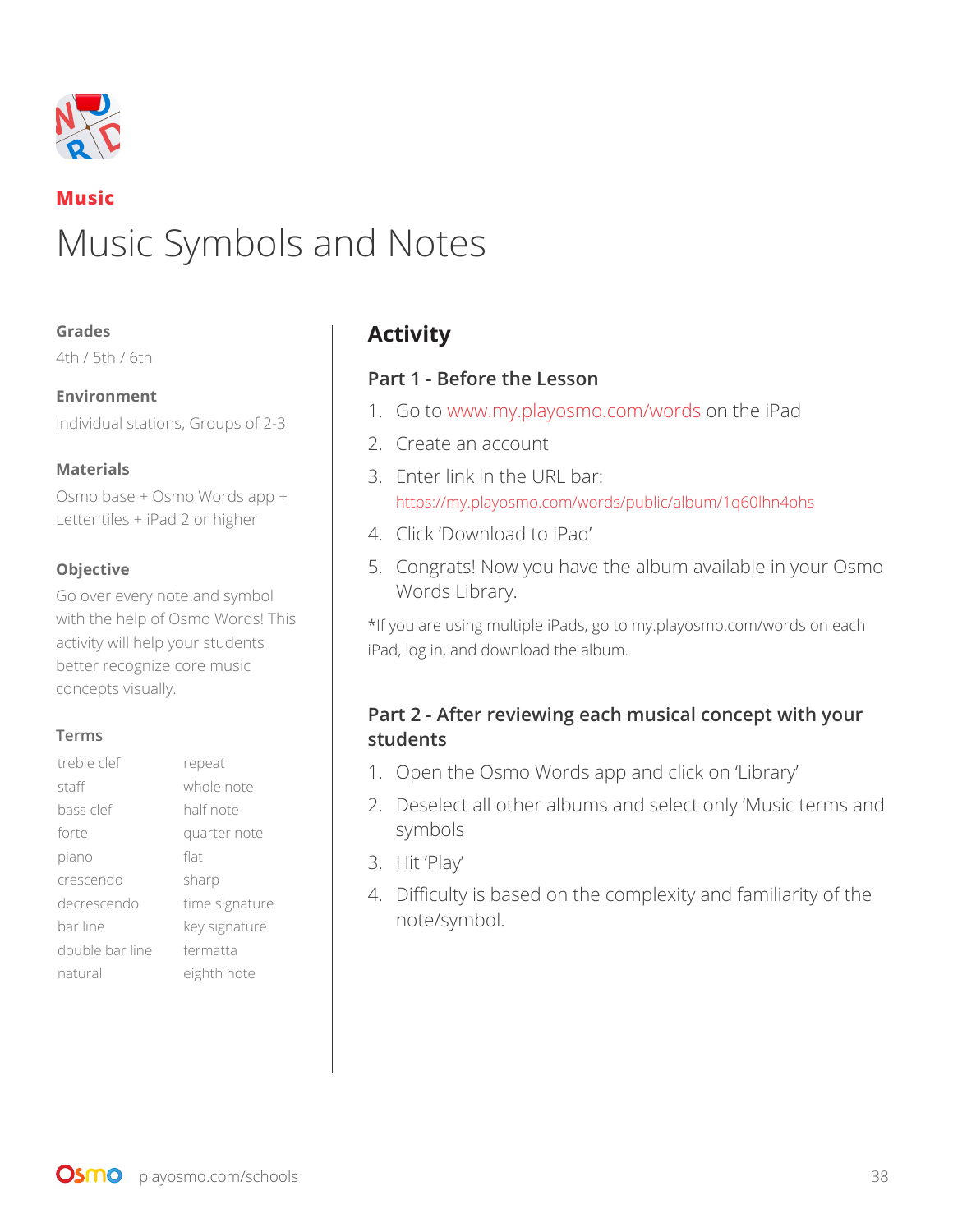**Music**

# Music Symbols and Notes

**Grades**

4th / 5th / 6th

**Environment**

Individual stations, Groups of 2-3

**Materials**

Osmo base + Osmo Words app + Letter tiles + iPad 2 or higher

**Objective**

Go over every note and symbol with the help of Osmo Words! This activity will help your students better recognize core music concepts visually.

**Terms**

| | |
|---|---|
| treble clef | repeat |
| staff | whole note |
| bass clef | half note |
| forte | quarter note |
| piano | flat |
| crescendo | sharp |
| decrescendo | time signature |
| bar line | key signature |
| double bar line | fermatta |
| natural | eighth note |

## Activity

### Part 1 - Before the Lesson

1. Go to www.my.playosmo.com/words on the iPad
2. Create an account
3. Enter link in the URL bar: https://my.playosmo.com/words/public/album/1q60lhn4ohs
4. Click 'Download to iPad'
5. Congrats! Now you have the album available in your Osmo Words Library.

*If you are using multiple iPads, go to my.playosmo.com/words on each iPad, log in, and download the album.

### Part 2 - After reviewing each musical concept with your students

1. Open the Osmo Words app and click on 'Library'
2. Deselect all other albums and select only 'Music terms and symbols
3. Hit 'Play'
4. Difficulty is based on the complexity and familiarity of the note/symbol.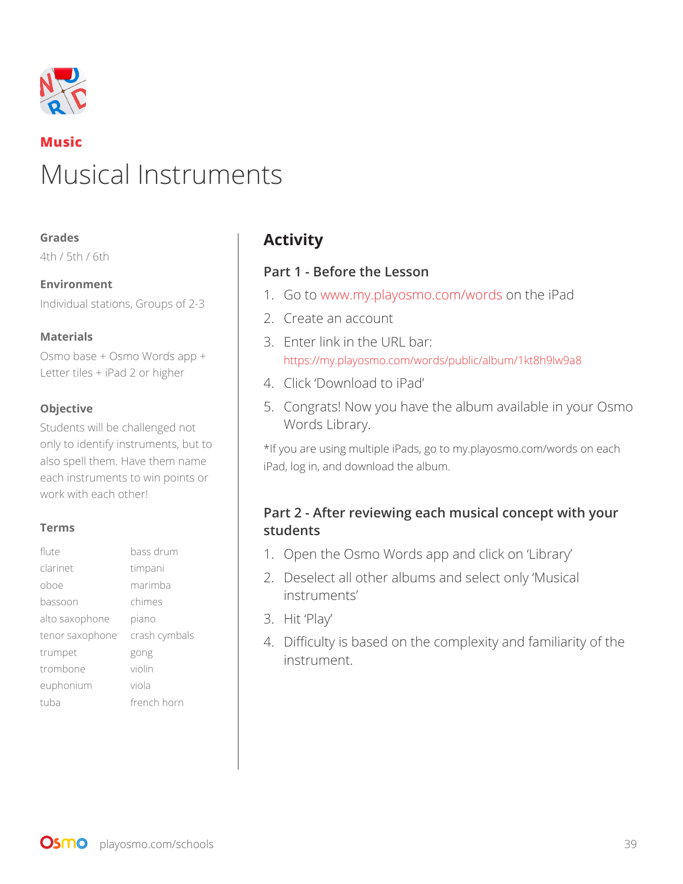**Music**

# Musical Instruments

**Grades**

4th / 5th / 6th

**Environment**

Individual stations, Groups of 2-3

**Materials**

Osmo base + Osmo Words app + Letter tiles + iPad 2 or higher

**Objective**

Students will be challenged not only to identify instruments, but to also spell them. Have them name each instruments to win points or work with each other!

**Terms**

| | |
|---|---|
| flute | bass drum |
| clarinet | timpani |
| oboe | marimba |
| bassoon | chimes |
| alto saxophone | piano |
| tenor saxophone | crash cymbals |
| trumpet | gong |
| trombone | violin |
| euphonium | viola |
| tuba | french horn |

## Activity

### Part 1 - Before the Lesson

1. Go to www.my.playosmo.com/words on the iPad
2. Create an account
3. Enter link in the URL bar: https://my.playosmo.com/words/public/album/1kt8h9lw9a8
4. Click 'Download to iPad'
5. Congrats! Now you have the album available in your Osmo Words Library.

*If you are using multiple iPads, go to my.playosmo.com/words on each iPad, log in, and download the album.

### Part 2 - After reviewing each musical concept with your students

1. Open the Osmo Words app and click on 'Library'
2. Deselect all other albums and select only 'Musical instruments'
3. Hit 'Play'
4. Difficulty is based on the complexity and familiarity of the instrument.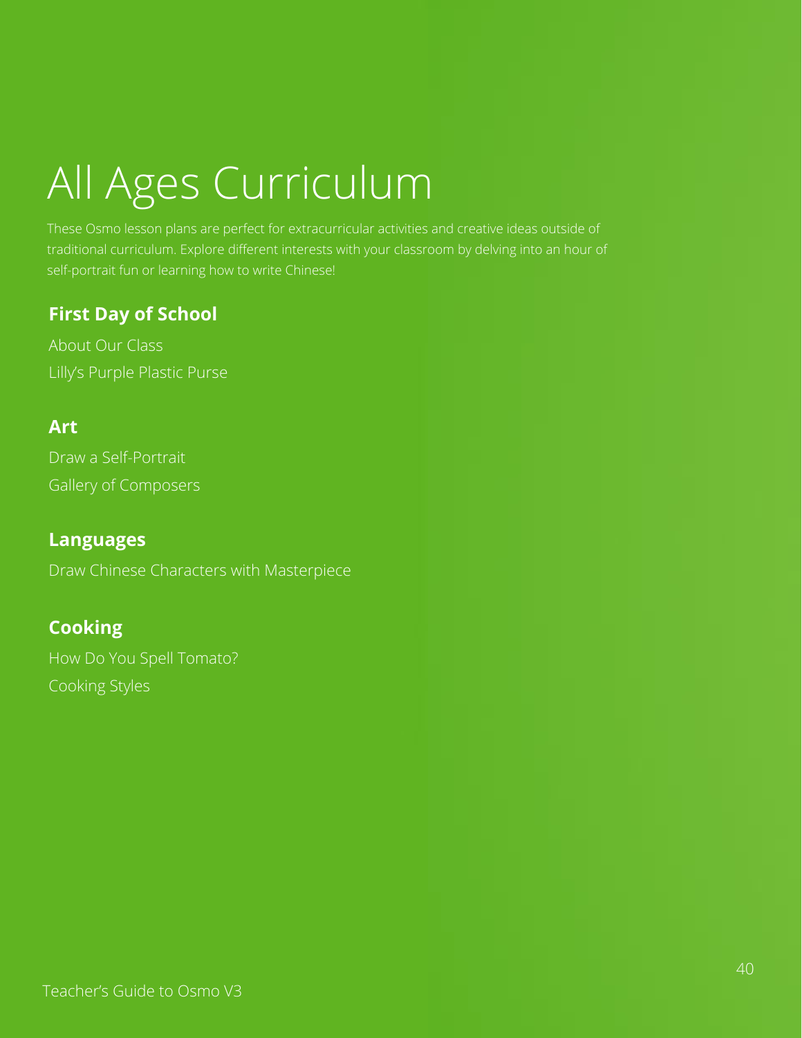# All Ages Curriculum

These Osmo lesson plans are perfect for extracurricular activities and creative ideas outside of traditional curriculum. Explore different interests with your classroom by delving into an hour of self-portrait fun or learning how to write Chinese!

## First Day of School

About Our Class

Lilly's Purple Plastic Purse

## Art

Draw a Self-Portrait

Gallery of Composers

## Languages

Draw Chinese Characters with Masterpiece

## Cooking

How Do You Spell Tomato?

Cooking Styles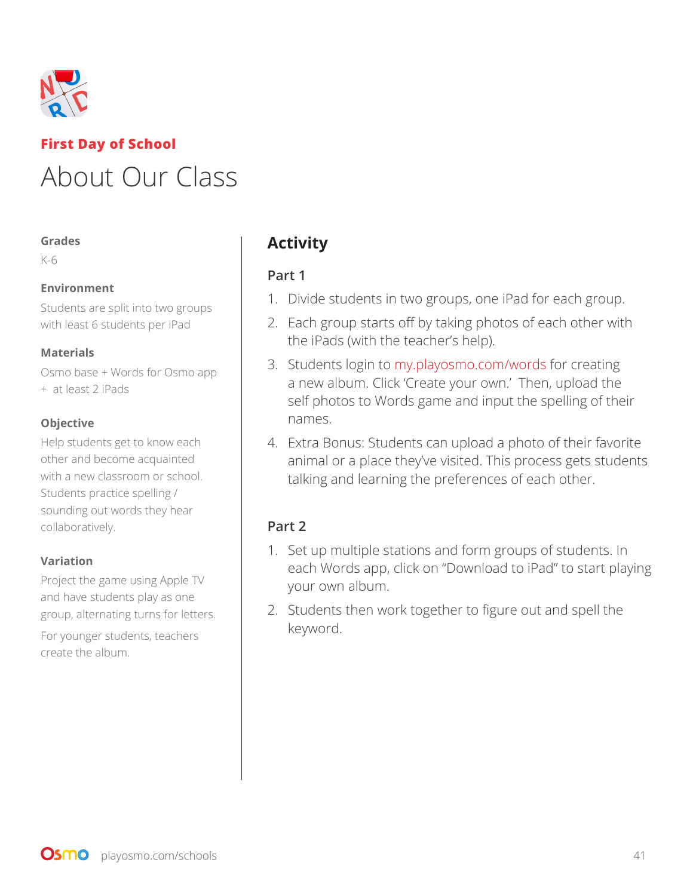**First Day of School**

# About Our Class

**Grades**

K-6

**Environment**

Students are split into two groups with least 6 students per iPad

**Materials**

Osmo base + Words for Osmo app + at least 2 iPads

**Objective**

Help students get to know each other and become acquainted with a new classroom or school. Students practice spelling / sounding out words they hear collaboratively.

**Variation**

Project the game using Apple TV and have students play as one group, alternating turns for letters.

For younger students, teachers create the album.

## Activity

### Part 1

1. Divide students in two groups, one iPad for each group.
2. Each group starts off by taking photos of each other with the iPads (with the teacher's help).
3. Students login to my.playosmo.com/words for creating a new album. Click 'Create your own.' Then, upload the self photos to Words game and input the spelling of their names.
4. Extra Bonus: Students can upload a photo of their favorite animal or a place they've visited. This process gets students talking and learning the preferences of each other.

### Part 2

1. Set up multiple stations and form groups of students. In each Words app, click on "Download to iPad" to start playing your own album.
2. Students then work together to figure out and spell the keyword.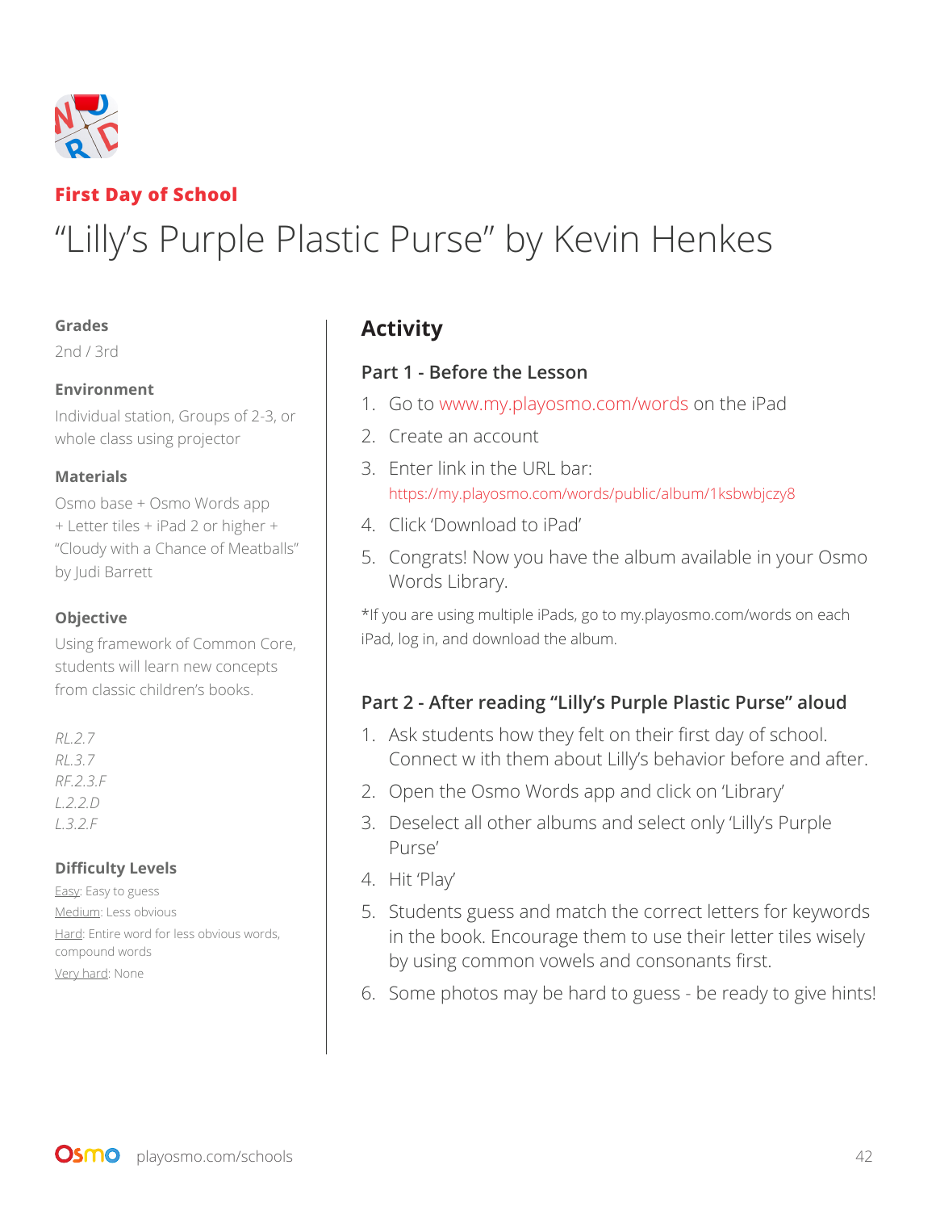**First Day of School**

# "Lilly's Purple Plastic Purse" by Kevin Henkes

**Grades**

2nd / 3rd

**Environment**

Individual station, Groups of 2-3, or whole class using projector

**Materials**

Osmo base + Osmo Words app + Letter tiles + iPad 2 or higher + "Cloudy with a Chance of Meatballs" by Judi Barrett

**Objective**

Using framework of Common Core, students will learn new concepts from classic children's books.

*RL.2.7*
*RL.3.7*
*RF.2.3.F*
*L.2.2.D*
*L.3.2.F*

**Difficulty Levels**

Easy: Easy to guess
Medium: Less obvious
Hard: Entire word for less obvious words, compound words
Very hard: None

## Activity

### Part 1 - Before the Lesson

1. Go to www.my.playosmo.com/words on the iPad
2. Create an account
3. Enter link in the URL bar: https://my.playosmo.com/words/public/album/1ksbwbjczy8
4. Click 'Download to iPad'
5. Congrats! Now you have the album available in your Osmo Words Library.

*If you are using multiple iPads, go to my.playosmo.com/words on each iPad, log in, and download the album.

### Part 2 - After reading "Lilly's Purple Plastic Purse" aloud

1. Ask students how they felt on their first day of school. Connect w ith them about Lilly's behavior before and after.
2. Open the Osmo Words app and click on 'Library'
3. Deselect all other albums and select only 'Lilly's Purple Purse'
4. Hit 'Play'
5. Students guess and match the correct letters for keywords in the book. Encourage them to use their letter tiles wisely by using common vowels and consonants first.
6. Some photos may be hard to guess - be ready to give hints!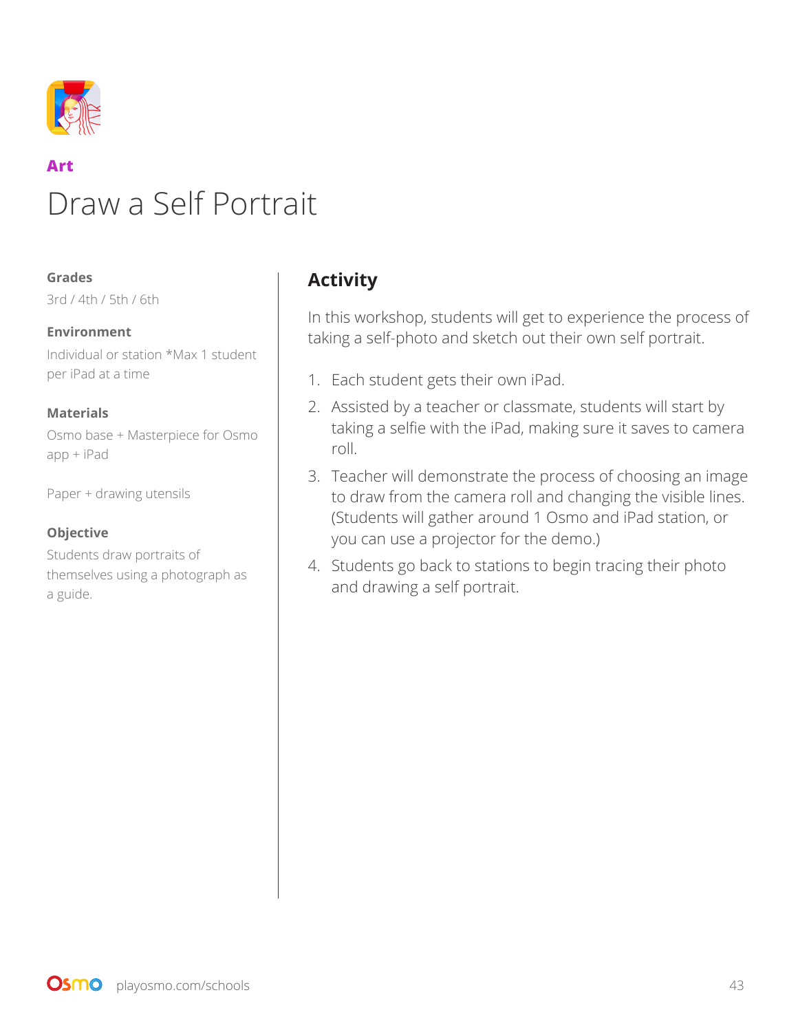**Art**

# Draw a Self Portrait

**Grades**

3rd / 4th / 5th / 6th

**Environment**

Individual or station *Max 1 student per iPad at a time

**Materials**

Osmo base + Masterpiece for Osmo app + iPad

Paper + drawing utensils

**Objective**

Students draw portraits of themselves using a photograph as a guide.

## Activity

In this workshop, students will get to experience the process of taking a self-photo and sketch out their own self portrait.

1. Each student gets their own iPad.
2. Assisted by a teacher or classmate, students will start by taking a selfie with the iPad, making sure it saves to camera roll.
3. Teacher will demonstrate the process of choosing an image to draw from the camera roll and changing the visible lines. (Students will gather around 1 Osmo and iPad station, or you can use a projector for the demo.)
4. Students go back to stations to begin tracing their photo and drawing a self portrait.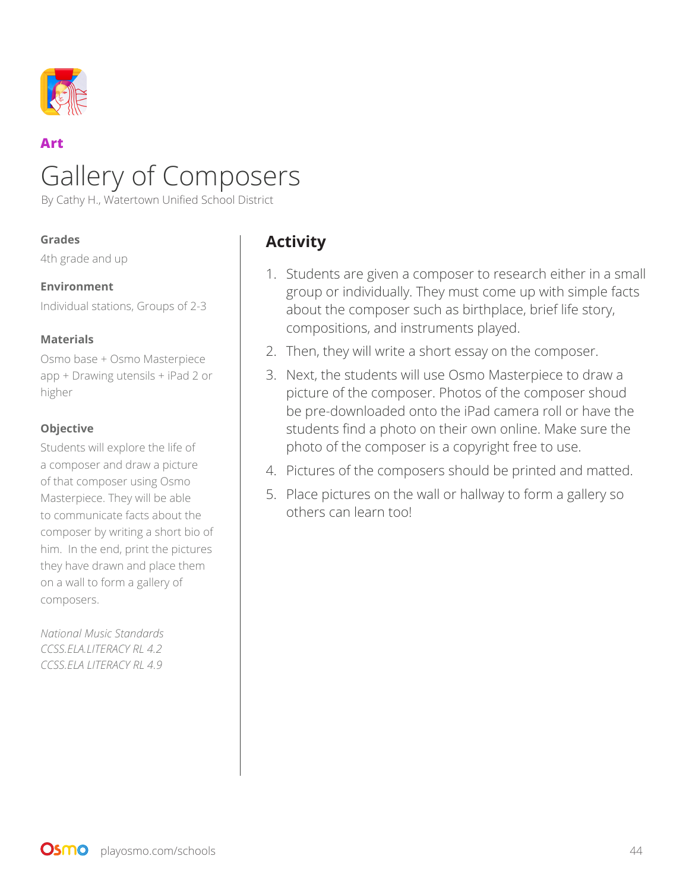**Art**

# Gallery of Composers

By Cathy H., Watertown Unified School District

**Grades**

4th grade and up

**Environment**

Individual stations, Groups of 2-3

**Materials**

Osmo base + Osmo Masterpiece app + Drawing utensils + iPad 2 or higher

**Objective**

Students will explore the life of a composer and draw a picture of that composer using Osmo Masterpiece. They will be able to communicate facts about the composer by writing a short bio of him. In the end, print the pictures they have drawn and place them on a wall to form a gallery of composers.

*National Music Standards*
*CCSS.ELA.LITERACY RL 4.2*
*CCSS.ELA LITERACY RL 4.9*

## Activity

1. Students are given a composer to research either in a small group or individually. They must come up with simple facts about the composer such as birthplace, brief life story, compositions, and instruments played.
2. Then, they will write a short essay on the composer.
3. Next, the students will use Osmo Masterpiece to draw a picture of the composer. Photos of the composer shoud be pre-downloaded onto the iPad camera roll or have the students find a photo on their own online. Make sure the photo of the composer is a copyright free to use.
4. Pictures of the composers should be printed and matted.
5. Place pictures on the wall or hallway to form a gallery so others can learn too!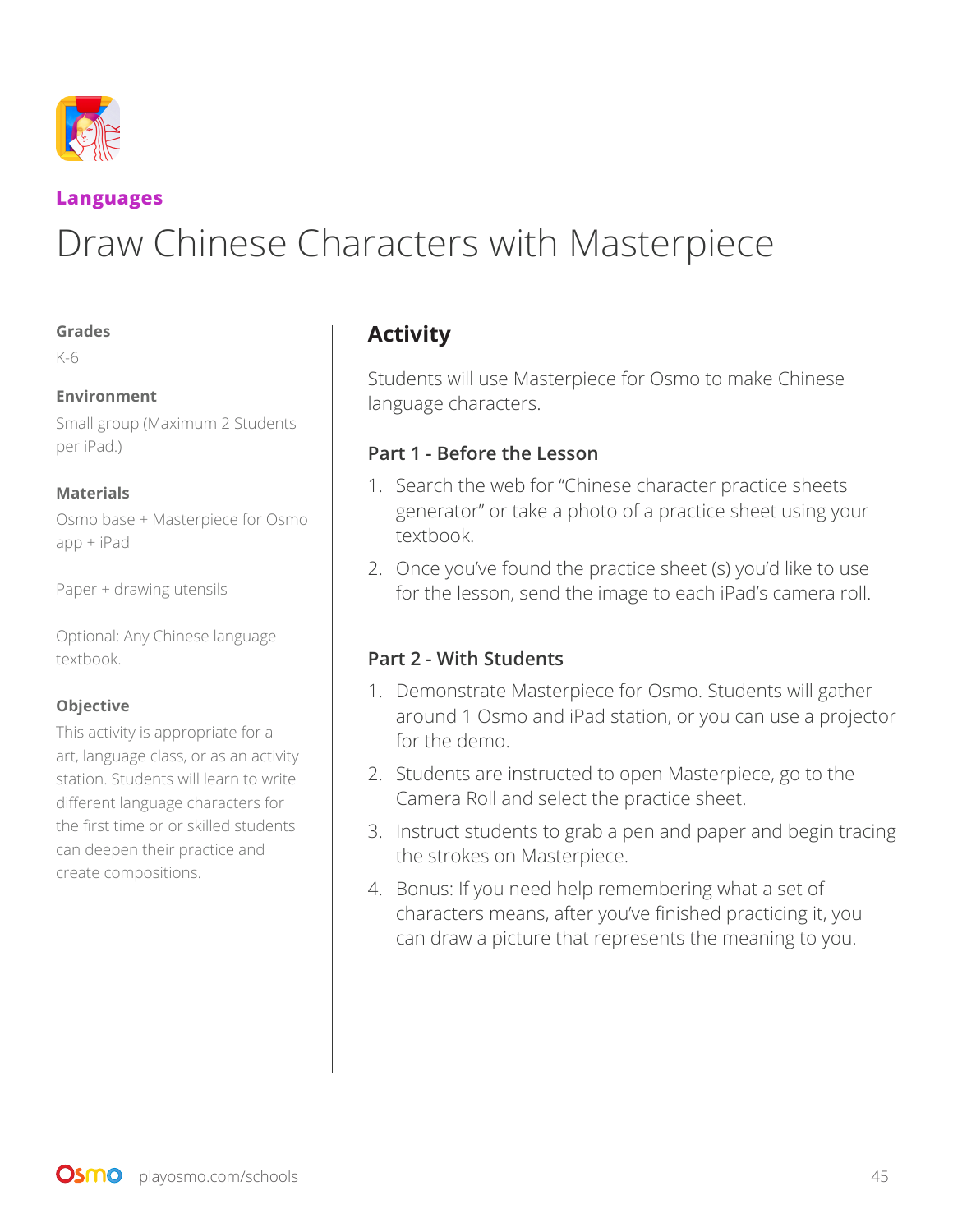**Languages**

# Draw Chinese Characters with Masterpiece

**Grades**

K-6

**Environment**

Small group (Maximum 2 Students per iPad.)

**Materials**

Osmo base + Masterpiece for Osmo app + iPad

Paper + drawing utensils

Optional: Any Chinese language textbook.

**Objective**

This activity is appropriate for a art, language class, or as an activity station. Students will learn to write different language characters for the first time or or skilled students can deepen their practice and create compositions.

## Activity

Students will use Masterpiece for Osmo to make Chinese language characters.

### Part 1 - Before the Lesson

1. Search the web for "Chinese character practice sheets generator" or take a photo of a practice sheet using your textbook.
2. Once you've found the practice sheet (s) you'd like to use for the lesson, send the image to each iPad's camera roll.

### Part 2 - With Students

1. Demonstrate Masterpiece for Osmo. Students will gather around 1 Osmo and iPad station, or you can use a projector for the demo.
2. Students are instructed to open Masterpiece, go to the Camera Roll and select the practice sheet.
3. Instruct students to grab a pen and paper and begin tracing the strokes on Masterpiece.
4. Bonus: If you need help remembering what a set of characters means, after you've finished practicing it, you can draw a picture that represents the meaning to you.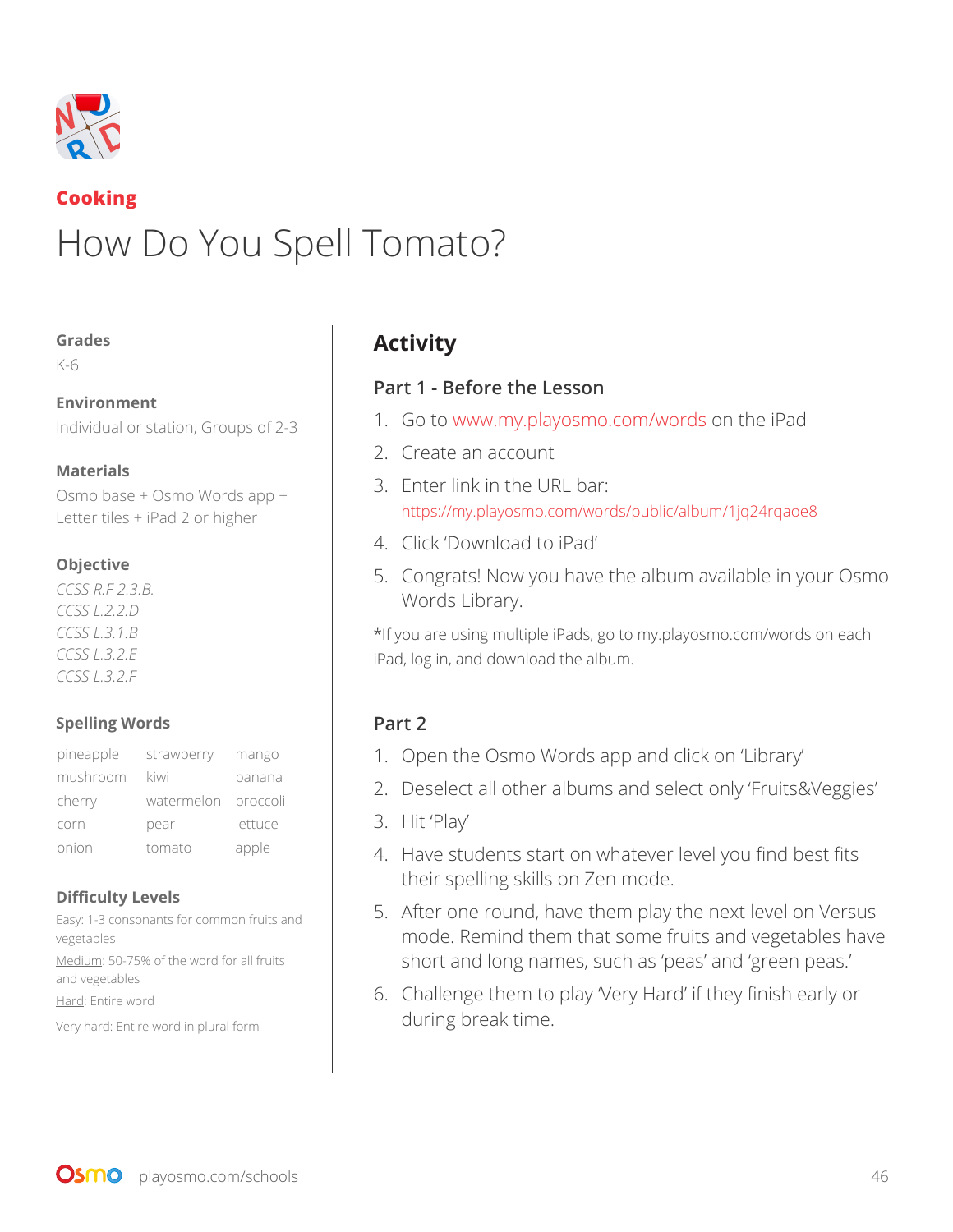## Cooking

# How Do You Spell Tomato?

**Grades**

K-6

**Environment**

Individual or station, Groups of 2-3

**Materials**

Osmo base + Osmo Words app + Letter tiles + iPad 2 or higher

**Objective**

*CCSS R.F 2.3.B.*
*CCSS L.2.2.D*
*CCSS L.3.1.B*
*CCSS L.3.2.E*
*CCSS L.3.2.F*

**Spelling Words**

| | | |
|---|---|---|
| pineapple | strawberry | mango |
| mushroom | kiwi | banana |
| cherry | watermelon | broccoli |
| corn | pear | lettuce |
| onion | tomato | apple |

**Difficulty Levels**

Easy: 1-3 consonants for common fruits and vegetables

Medium: 50-75% of the word for all fruits and vegetables

Hard: Entire word

Very hard: Entire word in plural form

## Activity

### Part 1 - Before the Lesson

1. Go to www.my.playosmo.com/words on the iPad
2. Create an account
3. Enter link in the URL bar: https://my.playosmo.com/words/public/album/1jq24rqaoe8
4. Click 'Download to iPad'
5. Congrats! Now you have the album available in your Osmo Words Library.

*If you are using multiple iPads, go to my.playosmo.com/words on each iPad, log in, and download the album.

### Part 2

1. Open the Osmo Words app and click on 'Library'
2. Deselect all other albums and select only 'Fruits&Veggies'
3. Hit 'Play'
4. Have students start on whatever level you find best fits their spelling skills on Zen mode.
5. After one round, have them play the next level on Versus mode. Remind them that some fruits and vegetables have short and long names, such as 'peas' and 'green peas.'
6. Challenge them to play 'Very Hard' if they finish early or during break time.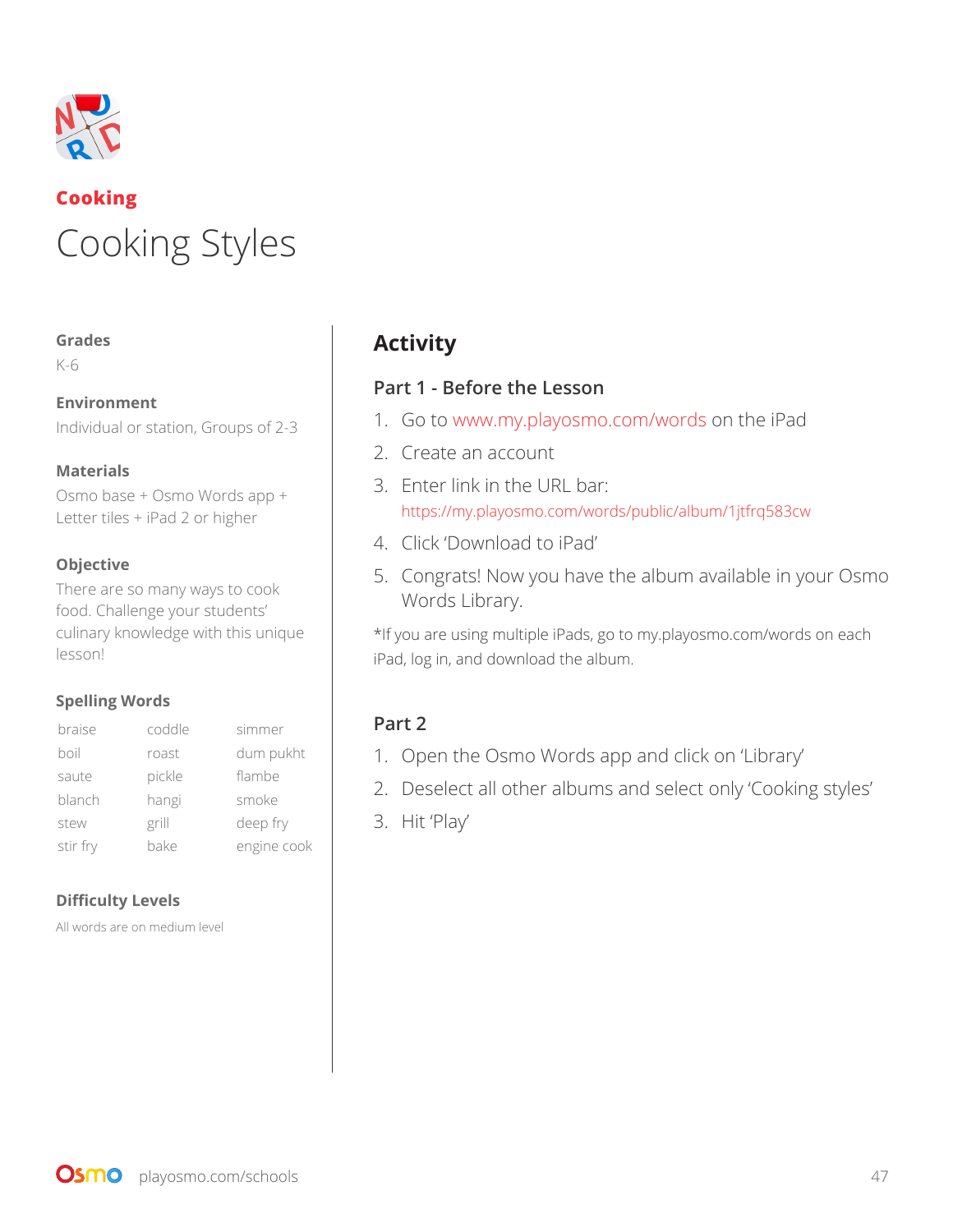**Cooking**

# Cooking Styles

**Grades**

K-6

**Environment**

Individual or station, Groups of 2-3

**Materials**

Osmo base + Osmo Words app + Letter tiles + iPad 2 or higher

**Objective**

There are so many ways to cook food. Challenge your students' culinary knowledge with this unique lesson!

**Spelling Words**

| | | |
|---|---|---|
| braise | coddle | simmer |
| boil | roast | dum pukht |
| saute | pickle | flambe |
| blanch | hangi | smoke |
| stew | grill | deep fry |
| stir fry | bake | engine cook |

**Difficulty Levels**

All words are on medium level

## Activity

### Part 1 - Before the Lesson

1. Go to www.my.playosmo.com/words on the iPad
2. Create an account
3. Enter link in the URL bar: https://my.playosmo.com/words/public/album/1jtfrq583cw
4. Click 'Download to iPad'
5. Congrats! Now you have the album available in your Osmo Words Library.

*If you are using multiple iPads, go to my.playosmo.com/words on each iPad, log in, and download the album.

### Part 2

1. Open the Osmo Words app and click on 'Library'
2. Deselect all other albums and select only 'Cooking styles'
3. Hit 'Play'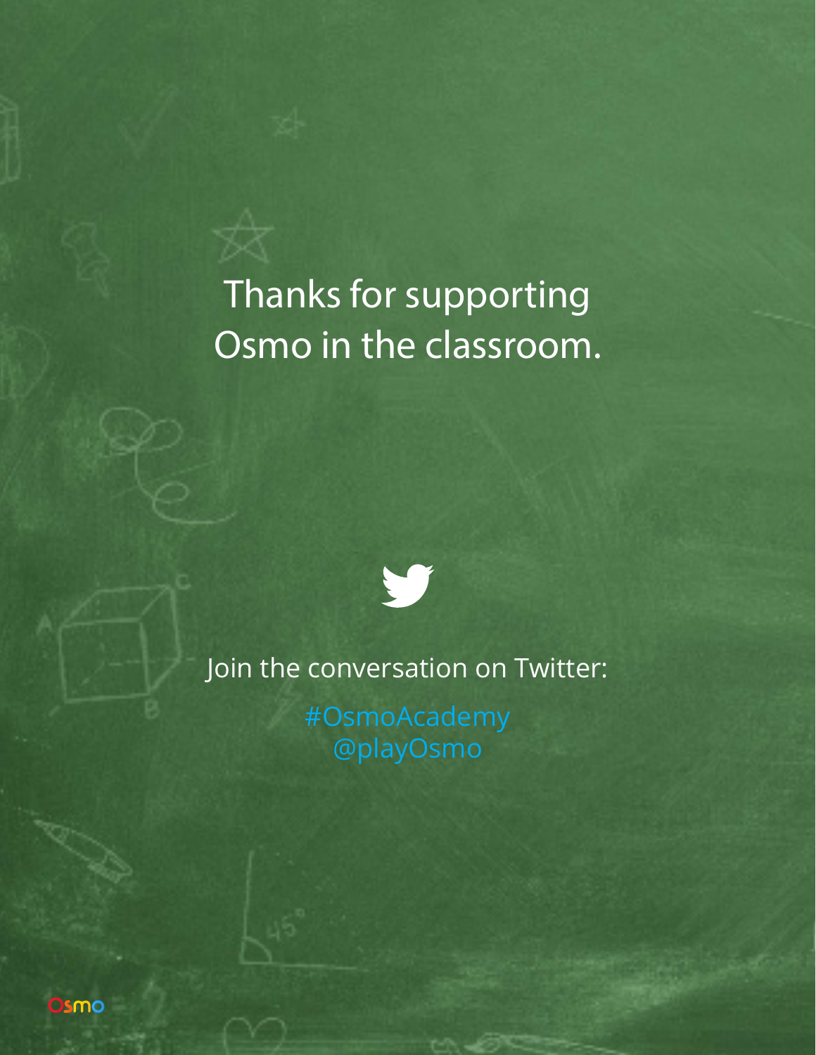Thanks for supporting
Osmo in the classroom.

Join the conversation on Twitter:

#OsmoAcademy
@playOsmo